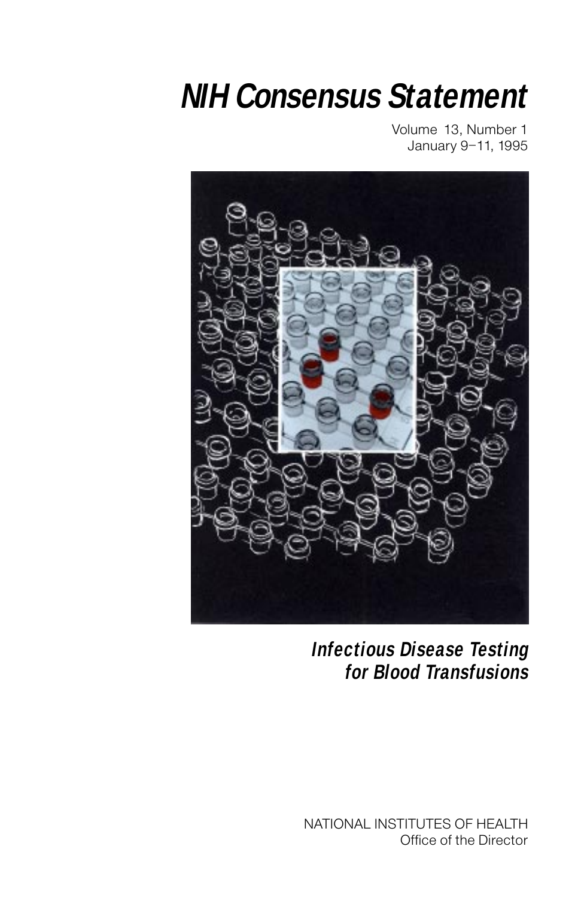# *NIH Consensus Statement*

Volume 13, Number 1
January 9–11, 1995

## *Infectious Disease Testing for Blood Transfusions*

NATIONAL INSTITUTES OF HEALTH
Office of the Director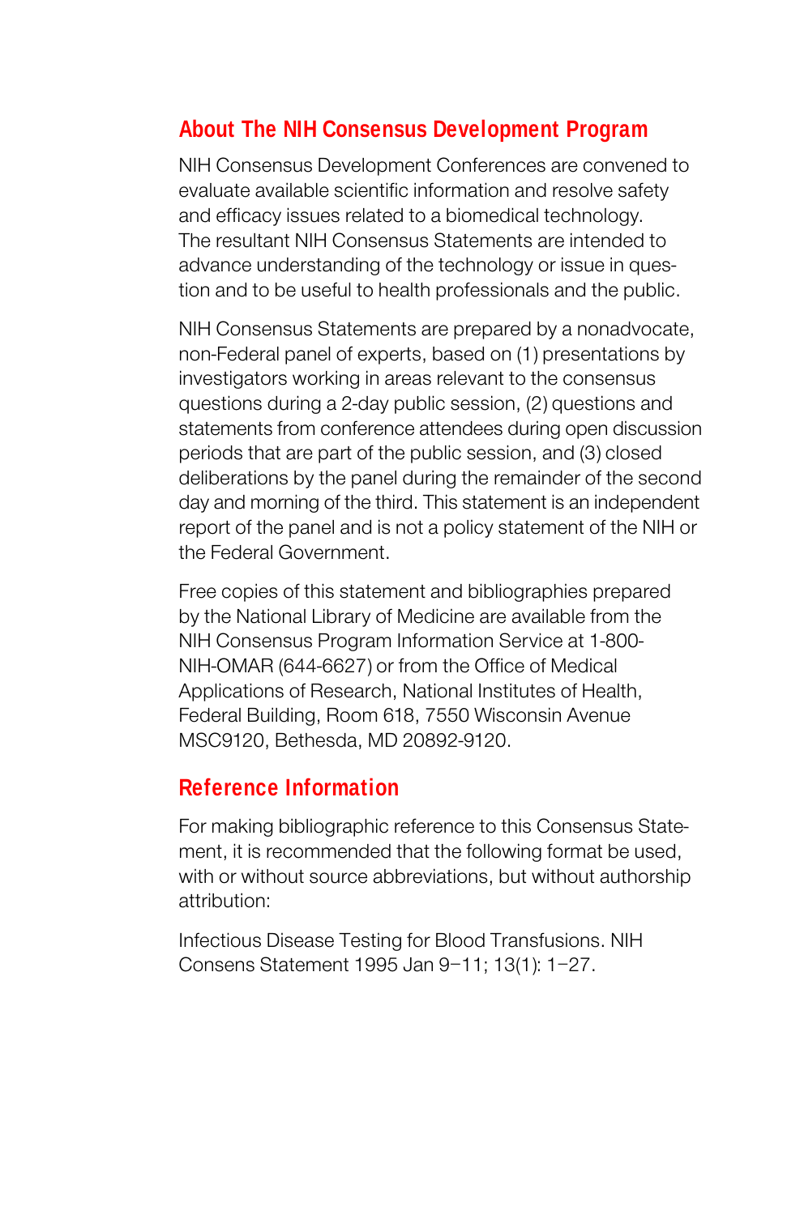## About The NIH Consensus Development Program

NIH Consensus Development Conferences are convened to evaluate available scientific information and resolve safety and efficacy issues related to a biomedical technology. The resultant NIH Consensus Statements are intended to advance understanding of the technology or issue in question and to be useful to health professionals and the public.

NIH Consensus Statements are prepared by a nonadvocate, non-Federal panel of experts, based on (1) presentations by investigators working in areas relevant to the consensus questions during a 2-day public session, (2) questions and statements from conference attendees during open discussion periods that are part of the public session, and (3) closed deliberations by the panel during the remainder of the second day and morning of the third. This statement is an independent report of the panel and is not a policy statement of the NIH or the Federal Government.

Free copies of this statement and bibliographies prepared by the National Library of Medicine are available from the NIH Consensus Program Information Service at 1-800-NIH-OMAR (644-6627) or from the Office of Medical Applications of Research, National Institutes of Health, Federal Building, Room 618, 7550 Wisconsin Avenue MSC9120, Bethesda, MD 20892-9120.

## Reference Information

For making bibliographic reference to this Consensus Statement, it is recommended that the following format be used, with or without source abbreviations, but without authorship attribution:

Infectious Disease Testing for Blood Transfusions. NIH Consens Statement 1995 Jan 9–11; 13(1): 1–27.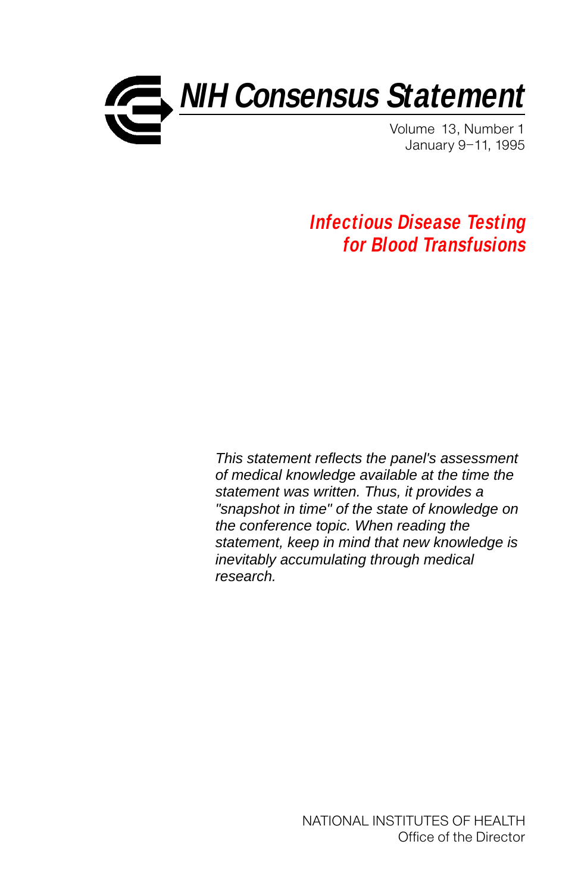# NIH Consensus Statement

Volume 13, Number 1
January 9–11, 1995

## Infectious Disease Testing for Blood Transfusions

*This statement reflects the panel's assessment of medical knowledge available at the time the statement was written. Thus, it provides a "snapshot in time" of the state of knowledge on the conference topic. When reading the statement, keep in mind that new knowledge is inevitably accumulating through medical research.*

NATIONAL INSTITUTES OF HEALTH
Office of the Director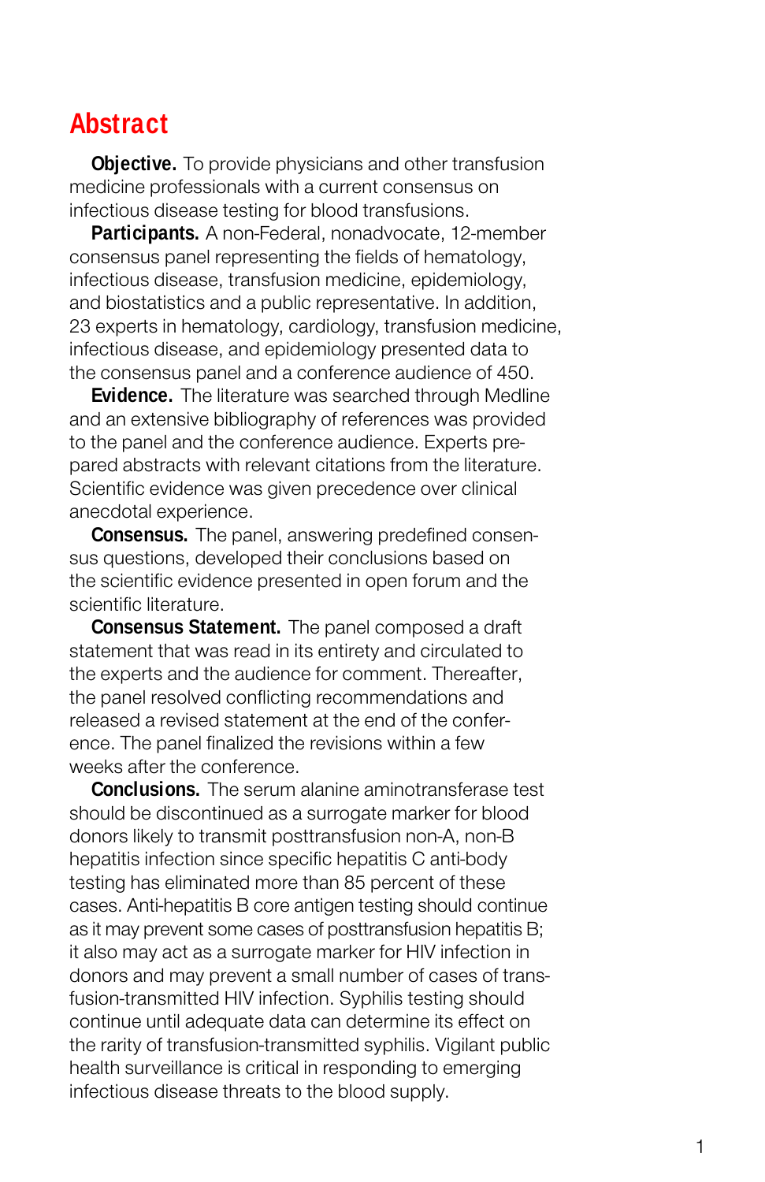## Abstract

**Objective.** To provide physicians and other transfusion medicine professionals with a current consensus on infectious disease testing for blood transfusions.

**Participants.** A non-Federal, nonadvocate, 12-member consensus panel representing the fields of hematology, infectious disease, transfusion medicine, epidemiology, and biostatistics and a public representative. In addition, 23 experts in hematology, cardiology, transfusion medicine, infectious disease, and epidemiology presented data to the consensus panel and a conference audience of 450.

**Evidence.** The literature was searched through Medline and an extensive bibliography of references was provided to the panel and the conference audience. Experts prepared abstracts with relevant citations from the literature. Scientific evidence was given precedence over clinical anecdotal experience.

**Consensus.** The panel, answering predefined consensus questions, developed their conclusions based on the scientific evidence presented in open forum and the scientific literature.

**Consensus Statement.** The panel composed a draft statement that was read in its entirety and circulated to the experts and the audience for comment. Thereafter, the panel resolved conflicting recommendations and released a revised statement at the end of the conference. The panel finalized the revisions within a few weeks after the conference.

**Conclusions.** The serum alanine aminotransferase test should be discontinued as a surrogate marker for blood donors likely to transmit posttransfusion non-A, non-B hepatitis infection since specific hepatitis C anti-body testing has eliminated more than 85 percent of these cases. Anti-hepatitis B core antigen testing should continue as it may prevent some cases of posttransfusion hepatitis B; it also may act as a surrogate marker for HIV infection in donors and may prevent a small number of cases of transfusion-transmitted HIV infection. Syphilis testing should continue until adequate data can determine its effect on the rarity of transfusion-transmitted syphilis. Vigilant public health surveillance is critical in responding to emerging infectious disease threats to the blood supply.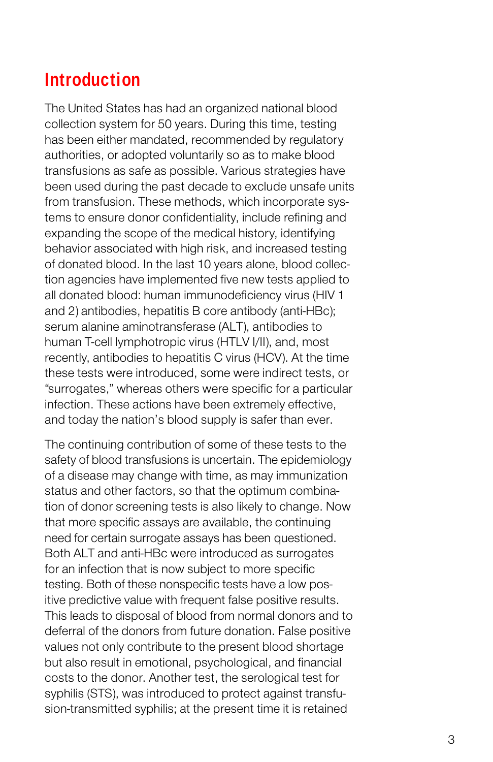# Introduction

The United States has had an organized national blood collection system for 50 years. During this time, testing has been either mandated, recommended by regulatory authorities, or adopted voluntarily so as to make blood transfusions as safe as possible. Various strategies have been used during the past decade to exclude unsafe units from transfusion. These methods, which incorporate systems to ensure donor confidentiality, include refining and expanding the scope of the medical history, identifying behavior associated with high risk, and increased testing of donated blood. In the last 10 years alone, blood collection agencies have implemented five new tests applied to all donated blood: human immunodeficiency virus (HIV 1 and 2) antibodies, hepatitis B core antibody (anti-HBc); serum alanine aminotransferase (ALT), antibodies to human T-cell lymphotropic virus (HTLV I/II), and, most recently, antibodies to hepatitis C virus (HCV). At the time these tests were introduced, some were indirect tests, or "surrogates," whereas others were specific for a particular infection. These actions have been extremely effective, and today the nation's blood supply is safer than ever.

The continuing contribution of some of these tests to the safety of blood transfusions is uncertain. The epidemiology of a disease may change with time, as may immunization status and other factors, so that the optimum combination of donor screening tests is also likely to change. Now that more specific assays are available, the continuing need for certain surrogate assays has been questioned. Both ALT and anti-HBc were introduced as surrogates for an infection that is now subject to more specific testing. Both of these nonspecific tests have a low positive predictive value with frequent false positive results. This leads to disposal of blood from normal donors and to deferral of the donors from future donation. False positive values not only contribute to the present blood shortage but also result in emotional, psychological, and financial costs to the donor. Another test, the serological test for syphilis (STS), was introduced to protect against transfusion-transmitted syphilis; at the present time it is retained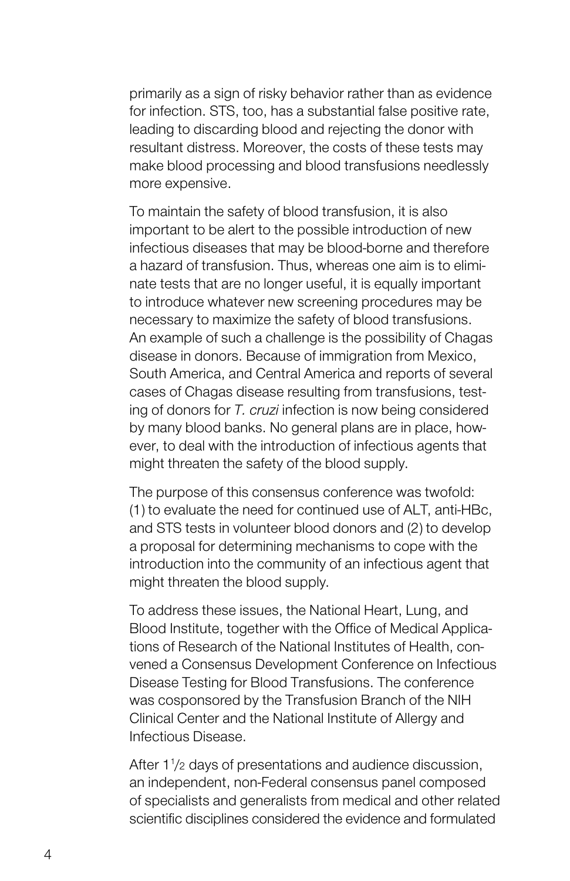primarily as a sign of risky behavior rather than as evidence for infection. STS, too, has a substantial false positive rate, leading to discarding blood and rejecting the donor with resultant distress. Moreover, the costs of these tests may make blood processing and blood transfusions needlessly more expensive.

To maintain the safety of blood transfusion, it is also important to be alert to the possible introduction of new infectious diseases that may be blood-borne and therefore a hazard of transfusion. Thus, whereas one aim is to eliminate tests that are no longer useful, it is equally important to introduce whatever new screening procedures may be necessary to maximize the safety of blood transfusions. An example of such a challenge is the possibility of Chagas disease in donors. Because of immigration from Mexico, South America, and Central America and reports of several cases of Chagas disease resulting from transfusions, testing of donors for *T. cruzi* infection is now being considered by many blood banks. No general plans are in place, however, to deal with the introduction of infectious agents that might threaten the safety of the blood supply.

The purpose of this consensus conference was twofold: (1) to evaluate the need for continued use of ALT, anti-HBc, and STS tests in volunteer blood donors and (2) to develop a proposal for determining mechanisms to cope with the introduction into the community of an infectious agent that might threaten the blood supply.

To address these issues, the National Heart, Lung, and Blood Institute, together with the Office of Medical Applications of Research of the National Institutes of Health, convened a Consensus Development Conference on Infectious Disease Testing for Blood Transfusions. The conference was cosponsored by the Transfusion Branch of the NIH Clinical Center and the National Institute of Allergy and Infectious Disease.

After 1½ days of presentations and audience discussion, an independent, non-Federal consensus panel composed of specialists and generalists from medical and other related scientific disciplines considered the evidence and formulated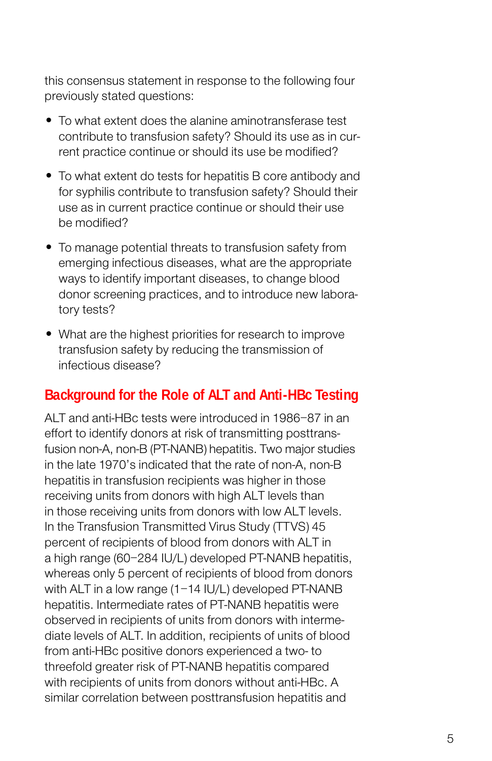this consensus statement in response to the following four previously stated questions:

- To what extent does the alanine aminotransferase test contribute to transfusion safety? Should its use as in current practice continue or should its use be modified?
- To what extent do tests for hepatitis B core antibody and for syphilis contribute to transfusion safety? Should their use as in current practice continue or should their use be modified?
- To manage potential threats to transfusion safety from emerging infectious diseases, what are the appropriate ways to identify important diseases, to change blood donor screening practices, and to introduce new laboratory tests?
- What are the highest priorities for research to improve transfusion safety by reducing the transmission of infectious disease?

## Background for the Role of ALT and Anti-HBc Testing

ALT and anti-HBc tests were introduced in 1986–87 in an effort to identify donors at risk of transmitting posttransfusion non-A, non-B (PT-NANB) hepatitis. Two major studies in the late 1970's indicated that the rate of non-A, non-B hepatitis in transfusion recipients was higher in those receiving units from donors with high ALT levels than in those receiving units from donors with low ALT levels. In the Transfusion Transmitted Virus Study (TTVS) 45 percent of recipients of blood from donors with ALT in a high range (60–284 IU/L) developed PT-NANB hepatitis, whereas only 5 percent of recipients of blood from donors with ALT in a low range (1–14 IU/L) developed PT-NANB hepatitis. Intermediate rates of PT-NANB hepatitis were observed in recipients of units from donors with intermediate levels of ALT. In addition, recipients of units of blood from anti-HBc positive donors experienced a two- to threefold greater risk of PT-NANB hepatitis compared with recipients of units from donors without anti-HBc. A similar correlation between posttransfusion hepatitis and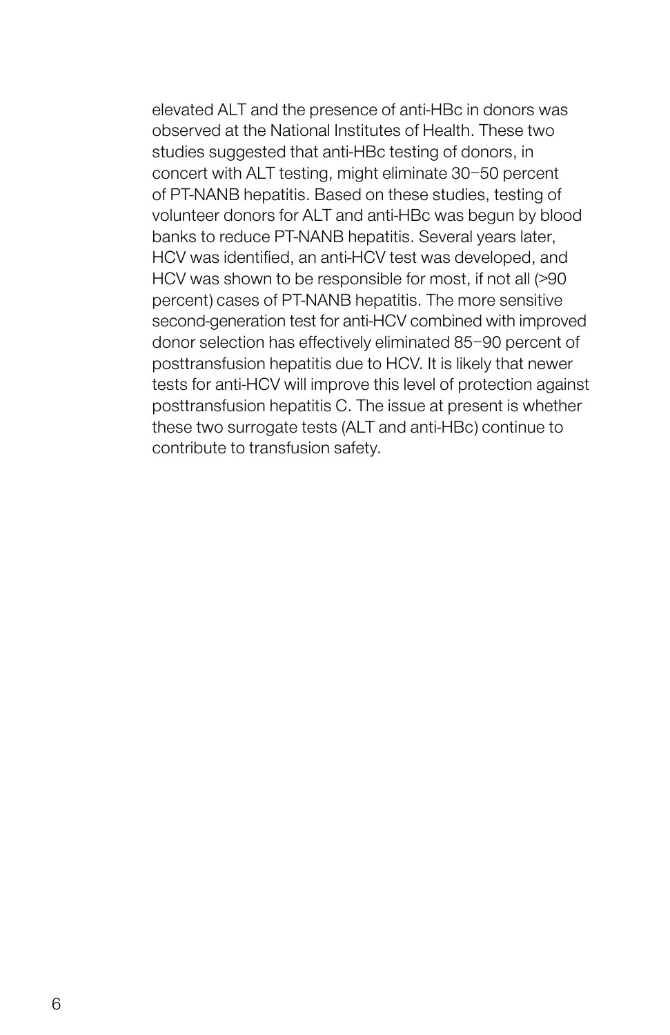elevated ALT and the presence of anti-HBc in donors was observed at the National Institutes of Health. These two studies suggested that anti-HBc testing of donors, in concert with ALT testing, might eliminate 30–50 percent of PT-NANB hepatitis. Based on these studies, testing of volunteer donors for ALT and anti-HBc was begun by blood banks to reduce PT-NANB hepatitis. Several years later, HCV was identified, an anti-HCV test was developed, and HCV was shown to be responsible for most, if not all (>90 percent) cases of PT-NANB hepatitis. The more sensitive second-generation test for anti-HCV combined with improved donor selection has effectively eliminated 85–90 percent of posttransfusion hepatitis due to HCV. It is likely that newer tests for anti-HCV will improve this level of protection against posttransfusion hepatitis C. The issue at present is whether these two surrogate tests (ALT and anti-HBc) continue to contribute to transfusion safety.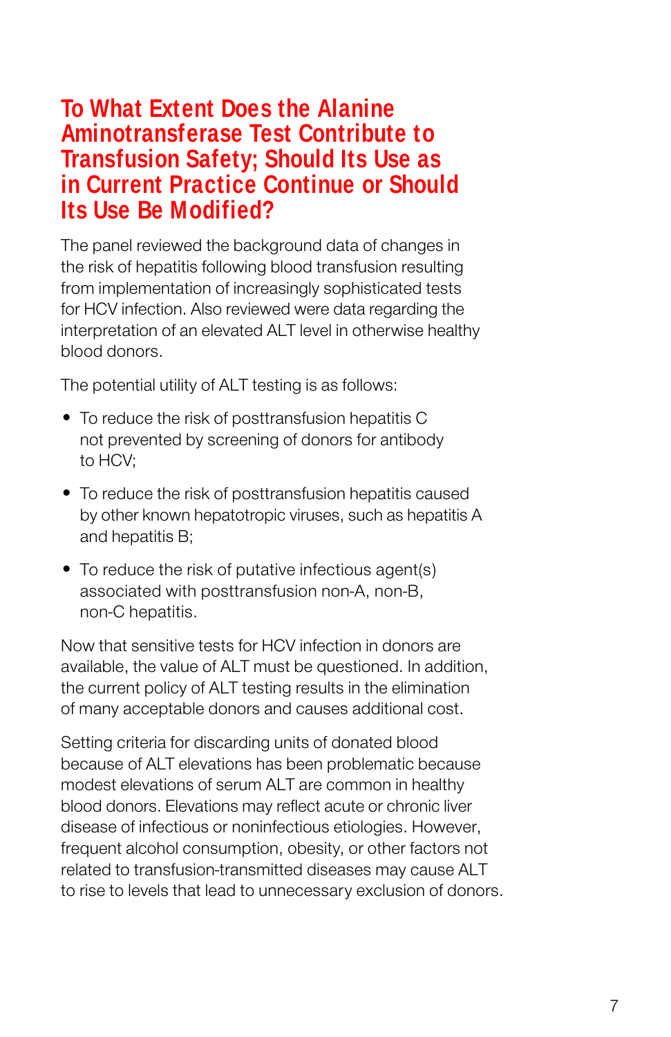## To What Extent Does the Alanine Aminotransferase Test Contribute to Transfusion Safety; Should Its Use as in Current Practice Continue or Should Its Use Be Modified?

The panel reviewed the background data of changes in the risk of hepatitis following blood transfusion resulting from implementation of increasingly sophisticated tests for HCV infection. Also reviewed were data regarding the interpretation of an elevated ALT level in otherwise healthy blood donors.

The potential utility of ALT testing is as follows:

- To reduce the risk of posttransfusion hepatitis C not prevented by screening of donors for antibody to HCV;
- To reduce the risk of posttransfusion hepatitis caused by other known hepatotropic viruses, such as hepatitis A and hepatitis B;
- To reduce the risk of putative infectious agent(s) associated with posttransfusion non-A, non-B, non-C hepatitis.

Now that sensitive tests for HCV infection in donors are available, the value of ALT must be questioned. In addition, the current policy of ALT testing results in the elimination of many acceptable donors and causes additional cost.

Setting criteria for discarding units of donated blood because of ALT elevations has been problematic because modest elevations of serum ALT are common in healthy blood donors. Elevations may reflect acute or chronic liver disease of infectious or noninfectious etiologies. However, frequent alcohol consumption, obesity, or other factors not related to transfusion-transmitted diseases may cause ALT to rise to levels that lead to unnecessary exclusion of donors.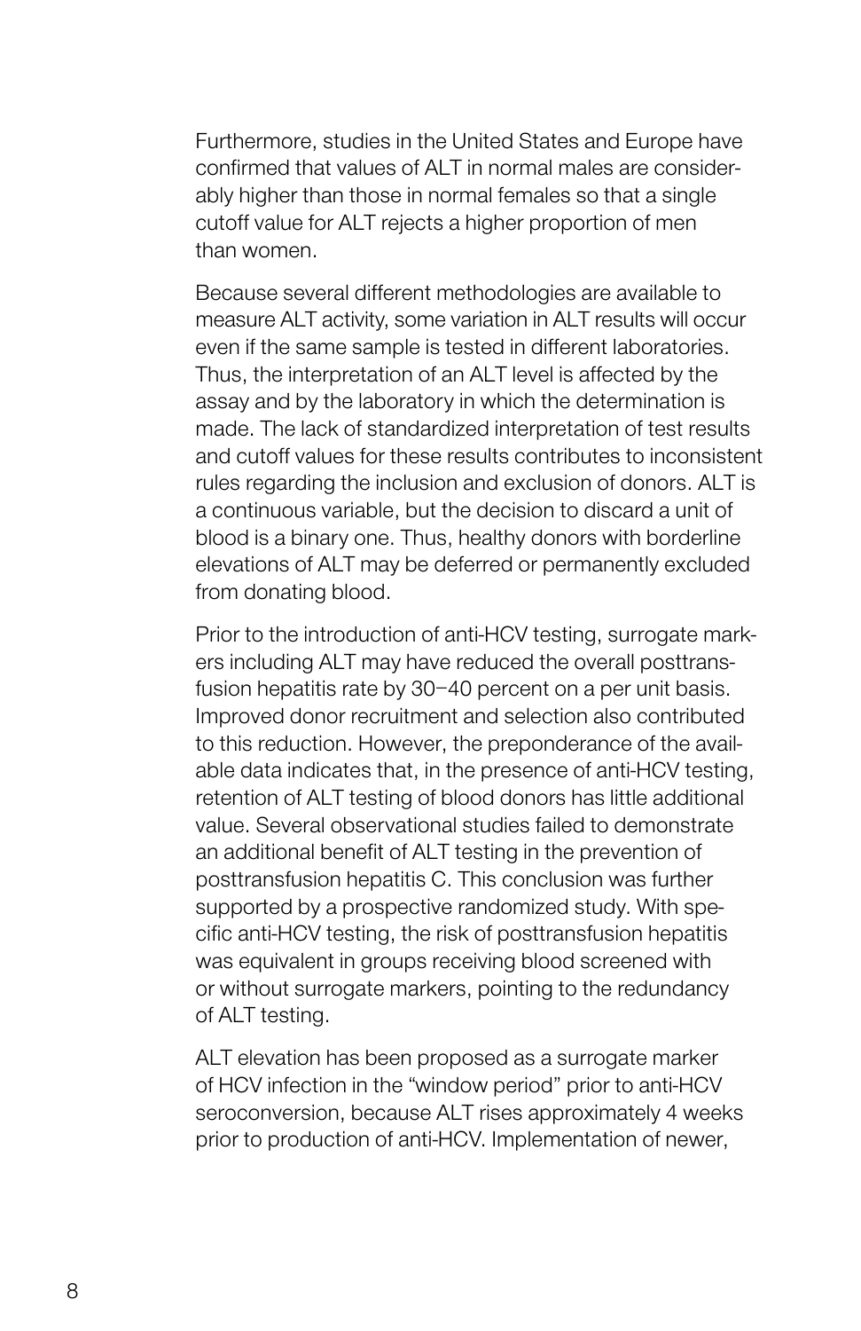Furthermore, studies in the United States and Europe have confirmed that values of ALT in normal males are considerably higher than those in normal females so that a single cutoff value for ALT rejects a higher proportion of men than women.

Because several different methodologies are available to measure ALT activity, some variation in ALT results will occur even if the same sample is tested in different laboratories. Thus, the interpretation of an ALT level is affected by the assay and by the laboratory in which the determination is made. The lack of standardized interpretation of test results and cutoff values for these results contributes to inconsistent rules regarding the inclusion and exclusion of donors. ALT is a continuous variable, but the decision to discard a unit of blood is a binary one. Thus, healthy donors with borderline elevations of ALT may be deferred or permanently excluded from donating blood.

Prior to the introduction of anti-HCV testing, surrogate markers including ALT may have reduced the overall posttransfusion hepatitis rate by 30–40 percent on a per unit basis. Improved donor recruitment and selection also contributed to this reduction. However, the preponderance of the available data indicates that, in the presence of anti-HCV testing, retention of ALT testing of blood donors has little additional value. Several observational studies failed to demonstrate an additional benefit of ALT testing in the prevention of posttransfusion hepatitis C. This conclusion was further supported by a prospective randomized study. With specific anti-HCV testing, the risk of posttransfusion hepatitis was equivalent in groups receiving blood screened with or without surrogate markers, pointing to the redundancy of ALT testing.

ALT elevation has been proposed as a surrogate marker of HCV infection in the "window period" prior to anti-HCV seroconversion, because ALT rises approximately 4 weeks prior to production of anti-HCV. Implementation of newer,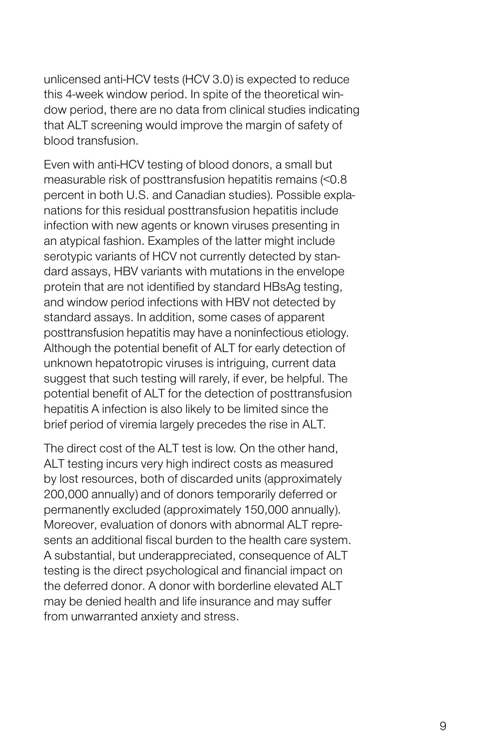unlicensed anti-HCV tests (HCV 3.0) is expected to reduce this 4-week window period. In spite of the theoretical window period, there are no data from clinical studies indicating that ALT screening would improve the margin of safety of blood transfusion.

Even with anti-HCV testing of blood donors, a small but measurable risk of posttransfusion hepatitis remains (<0.8 percent in both U.S. and Canadian studies). Possible explanations for this residual posttransfusion hepatitis include infection with new agents or known viruses presenting in an atypical fashion. Examples of the latter might include serotypic variants of HCV not currently detected by standard assays, HBV variants with mutations in the envelope protein that are not identified by standard HBsAg testing, and window period infections with HBV not detected by standard assays. In addition, some cases of apparent posttransfusion hepatitis may have a noninfectious etiology. Although the potential benefit of ALT for early detection of unknown hepatotropic viruses is intriguing, current data suggest that such testing will rarely, if ever, be helpful. The potential benefit of ALT for the detection of posttransfusion hepatitis A infection is also likely to be limited since the brief period of viremia largely precedes the rise in ALT.

The direct cost of the ALT test is low. On the other hand, ALT testing incurs very high indirect costs as measured by lost resources, both of discarded units (approximately 200,000 annually) and of donors temporarily deferred or permanently excluded (approximately 150,000 annually). Moreover, evaluation of donors with abnormal ALT represents an additional fiscal burden to the health care system. A substantial, but underappreciated, consequence of ALT testing is the direct psychological and financial impact on the deferred donor. A donor with borderline elevated ALT may be denied health and life insurance and may suffer from unwarranted anxiety and stress.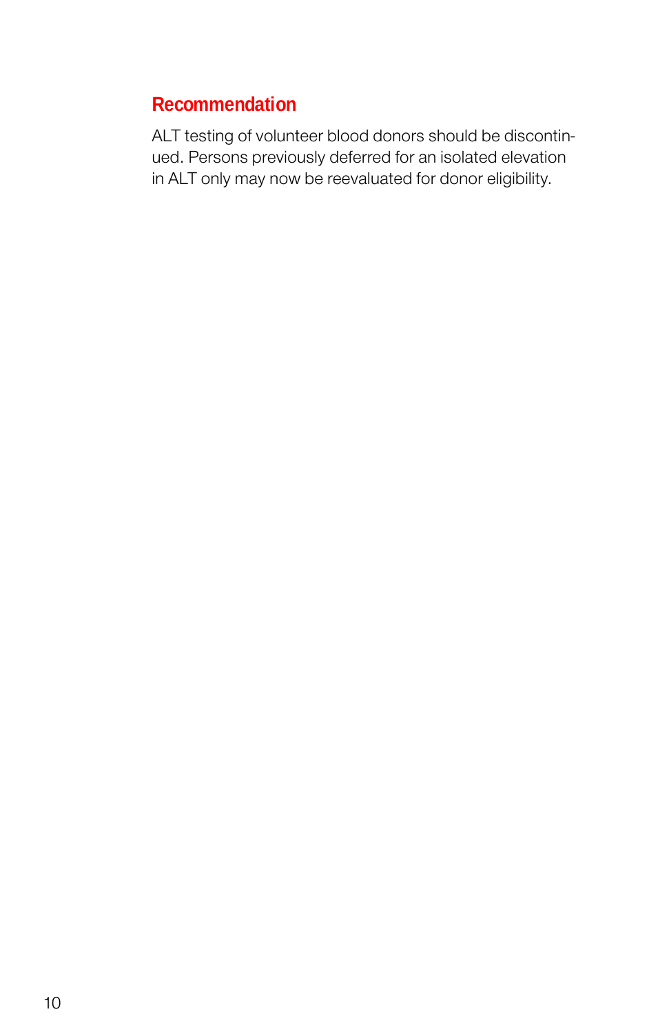## Recommendation

ALT testing of volunteer blood donors should be discontinued. Persons previously deferred for an isolated elevation in ALT only may now be reevaluated for donor eligibility.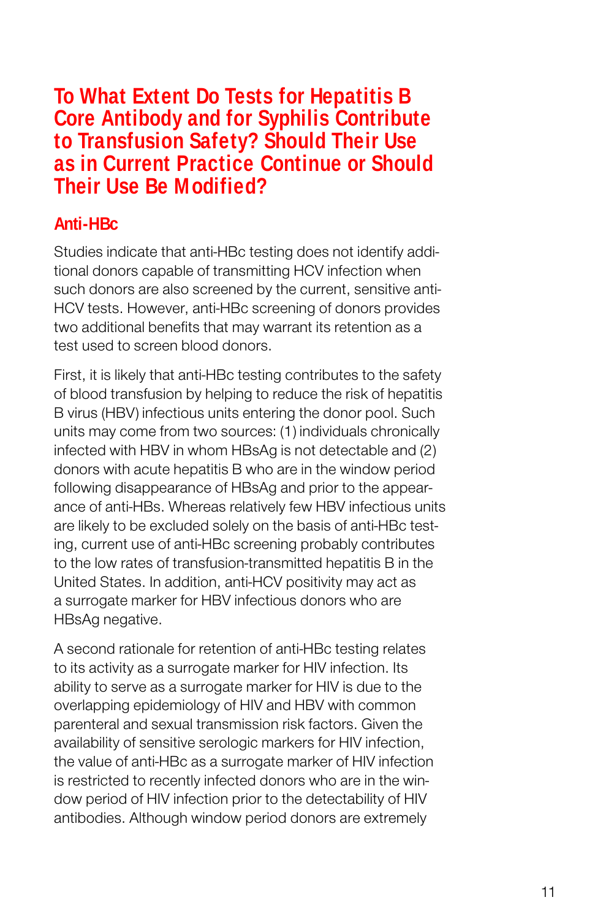# To What Extent Do Tests for Hepatitis B Core Antibody and for Syphilis Contribute to Transfusion Safety? Should Their Use as in Current Practice Continue or Should Their Use Be Modified?

## Anti-HBc

Studies indicate that anti-HBc testing does not identify additional donors capable of transmitting HCV infection when such donors are also screened by the current, sensitive anti-HCV tests. However, anti-HBc screening of donors provides two additional benefits that may warrant its retention as a test used to screen blood donors.

First, it is likely that anti-HBc testing contributes to the safety of blood transfusion by helping to reduce the risk of hepatitis B virus (HBV) infectious units entering the donor pool. Such units may come from two sources: (1) individuals chronically infected with HBV in whom HBsAg is not detectable and (2) donors with acute hepatitis B who are in the window period following disappearance of HBsAg and prior to the appearance of anti-HBs. Whereas relatively few HBV infectious units are likely to be excluded solely on the basis of anti-HBc testing, current use of anti-HBc screening probably contributes to the low rates of transfusion-transmitted hepatitis B in the United States. In addition, anti-HCV positivity may act as a surrogate marker for HBV infectious donors who are HBsAg negative.

A second rationale for retention of anti-HBc testing relates to its activity as a surrogate marker for HIV infection. Its ability to serve as a surrogate marker for HIV is due to the overlapping epidemiology of HIV and HBV with common parenteral and sexual transmission risk factors. Given the availability of sensitive serologic markers for HIV infection, the value of anti-HBc as a surrogate marker of HIV infection is restricted to recently infected donors who are in the window period of HIV infection prior to the detectability of HIV antibodies. Although window period donors are extremely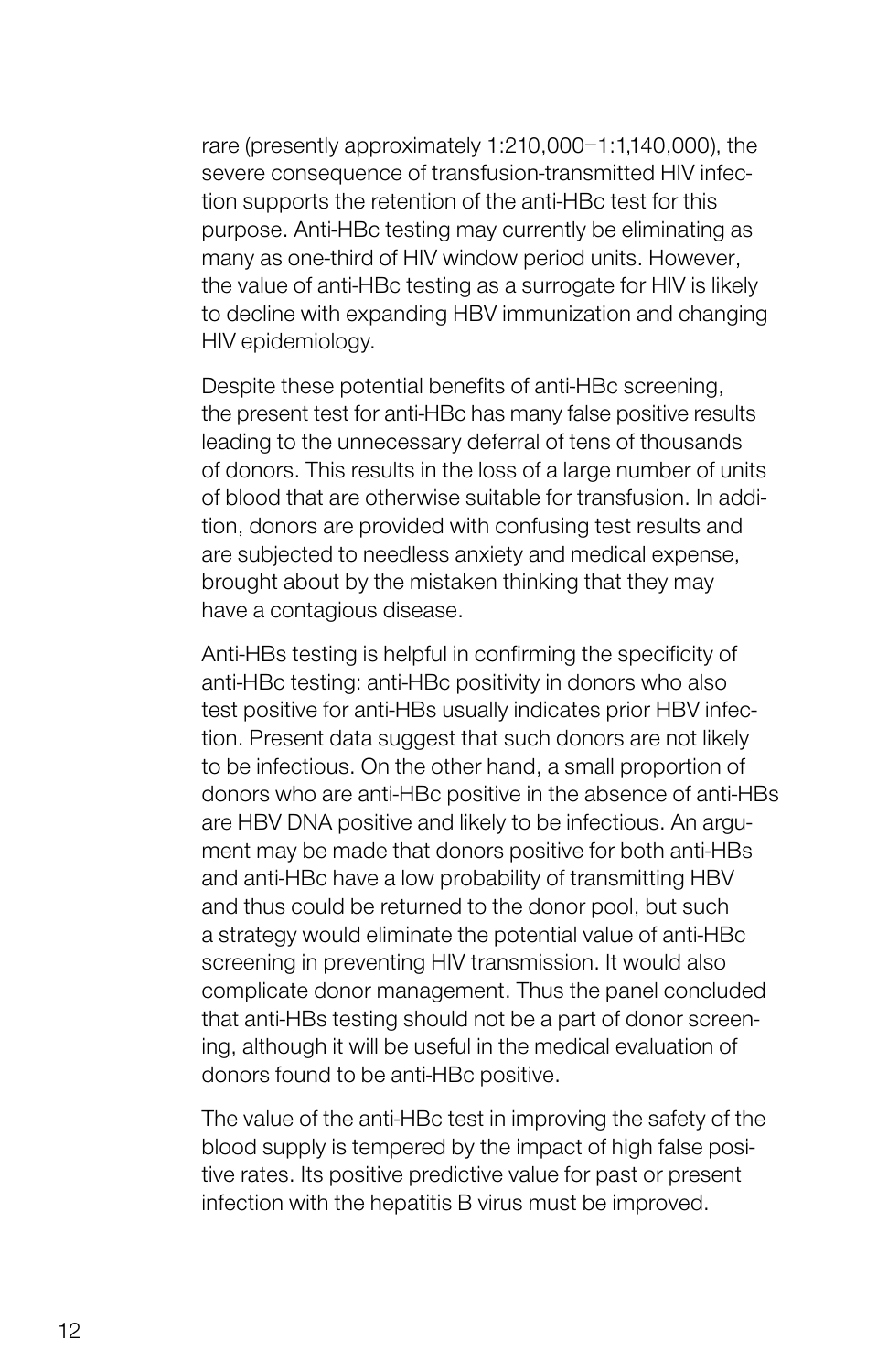rare (presently approximately 1:210,000–1:1,140,000), the severe consequence of transfusion-transmitted HIV infection supports the retention of the anti-HBc test for this purpose. Anti-HBc testing may currently be eliminating as many as one-third of HIV window period units. However, the value of anti-HBc testing as a surrogate for HIV is likely to decline with expanding HBV immunization and changing HIV epidemiology.

Despite these potential benefits of anti-HBc screening, the present test for anti-HBc has many false positive results leading to the unnecessary deferral of tens of thousands of donors. This results in the loss of a large number of units of blood that are otherwise suitable for transfusion. In addition, donors are provided with confusing test results and are subjected to needless anxiety and medical expense, brought about by the mistaken thinking that they may have a contagious disease.

Anti-HBs testing is helpful in confirming the specificity of anti-HBc testing: anti-HBc positivity in donors who also test positive for anti-HBs usually indicates prior HBV infection. Present data suggest that such donors are not likely to be infectious. On the other hand, a small proportion of donors who are anti-HBc positive in the absence of anti-HBs are HBV DNA positive and likely to be infectious. An argument may be made that donors positive for both anti-HBs and anti-HBc have a low probability of transmitting HBV and thus could be returned to the donor pool, but such a strategy would eliminate the potential value of anti-HBc screening in preventing HIV transmission. It would also complicate donor management. Thus the panel concluded that anti-HBs testing should not be a part of donor screening, although it will be useful in the medical evaluation of donors found to be anti-HBc positive.

The value of the anti-HBc test in improving the safety of the blood supply is tempered by the impact of high false positive rates. Its positive predictive value for past or present infection with the hepatitis B virus must be improved.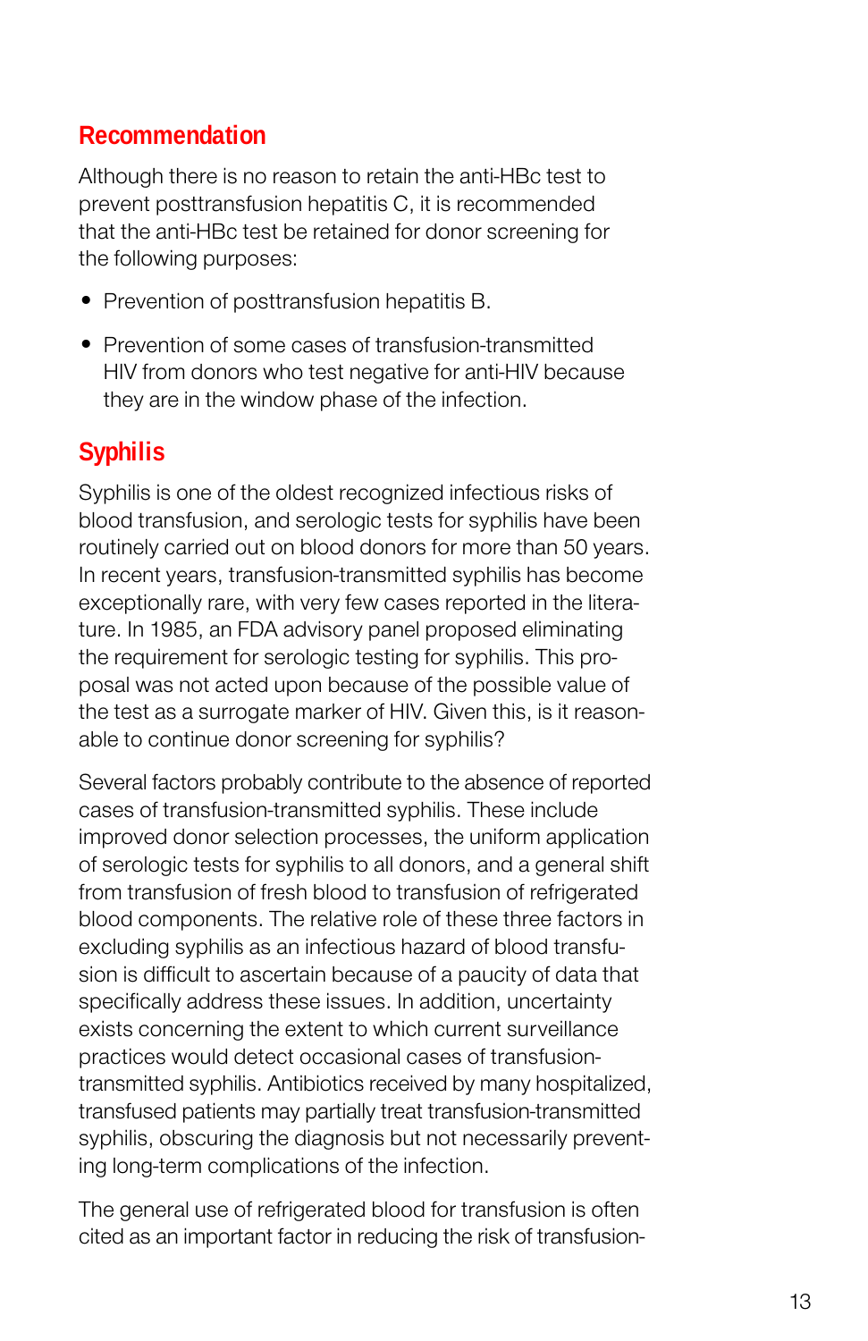## Recommendation

Although there is no reason to retain the anti-HBc test to prevent posttransfusion hepatitis C, it is recommended that the anti-HBc test be retained for donor screening for the following purposes:

- Prevention of posttransfusion hepatitis B.
- Prevention of some cases of transfusion-transmitted HIV from donors who test negative for anti-HIV because they are in the window phase of the infection.

## Syphilis

Syphilis is one of the oldest recognized infectious risks of blood transfusion, and serologic tests for syphilis have been routinely carried out on blood donors for more than 50 years. In recent years, transfusion-transmitted syphilis has become exceptionally rare, with very few cases reported in the literature. In 1985, an FDA advisory panel proposed eliminating the requirement for serologic testing for syphilis. This proposal was not acted upon because of the possible value of the test as a surrogate marker of HIV. Given this, is it reasonable to continue donor screening for syphilis?

Several factors probably contribute to the absence of reported cases of transfusion-transmitted syphilis. These include improved donor selection processes, the uniform application of serologic tests for syphilis to all donors, and a general shift from transfusion of fresh blood to transfusion of refrigerated blood components. The relative role of these three factors in excluding syphilis as an infectious hazard of blood transfusion is difficult to ascertain because of a paucity of data that specifically address these issues. In addition, uncertainty exists concerning the extent to which current surveillance practices would detect occasional cases of transfusion-transmitted syphilis. Antibiotics received by many hospitalized, transfused patients may partially treat transfusion-transmitted syphilis, obscuring the diagnosis but not necessarily preventing long-term complications of the infection.

The general use of refrigerated blood for transfusion is often cited as an important factor in reducing the risk of transfusion-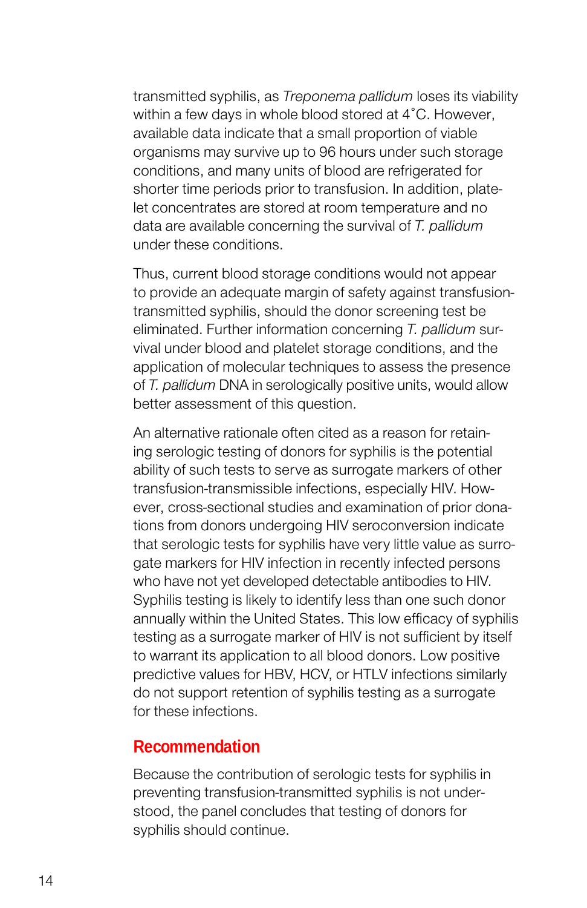transmitted syphilis, as *Treponema pallidum* loses its viability within a few days in whole blood stored at 4˚C. However, available data indicate that a small proportion of viable organisms may survive up to 96 hours under such storage conditions, and many units of blood are refrigerated for shorter time periods prior to transfusion. In addition, platelet concentrates are stored at room temperature and no data are available concerning the survival of *T. pallidum* under these conditions.

Thus, current blood storage conditions would not appear to provide an adequate margin of safety against transfusion-transmitted syphilis, should the donor screening test be eliminated. Further information concerning *T. pallidum* survival under blood and platelet storage conditions, and the application of molecular techniques to assess the presence of *T. pallidum* DNA in serologically positive units, would allow better assessment of this question.

An alternative rationale often cited as a reason for retaining serologic testing of donors for syphilis is the potential ability of such tests to serve as surrogate markers of other transfusion-transmissible infections, especially HIV. However, cross-sectional studies and examination of prior donations from donors undergoing HIV seroconversion indicate that serologic tests for syphilis have very little value as surrogate markers for HIV infection in recently infected persons who have not yet developed detectable antibodies to HIV. Syphilis testing is likely to identify less than one such donor annually within the United States. This low efficacy of syphilis testing as a surrogate marker of HIV is not sufficient by itself to warrant its application to all blood donors. Low positive predictive values for HBV, HCV, or HTLV infections similarly do not support retention of syphilis testing as a surrogate for these infections.

## Recommendation

Because the contribution of serologic tests for syphilis in preventing transfusion-transmitted syphilis is not understood, the panel concludes that testing of donors for syphilis should continue.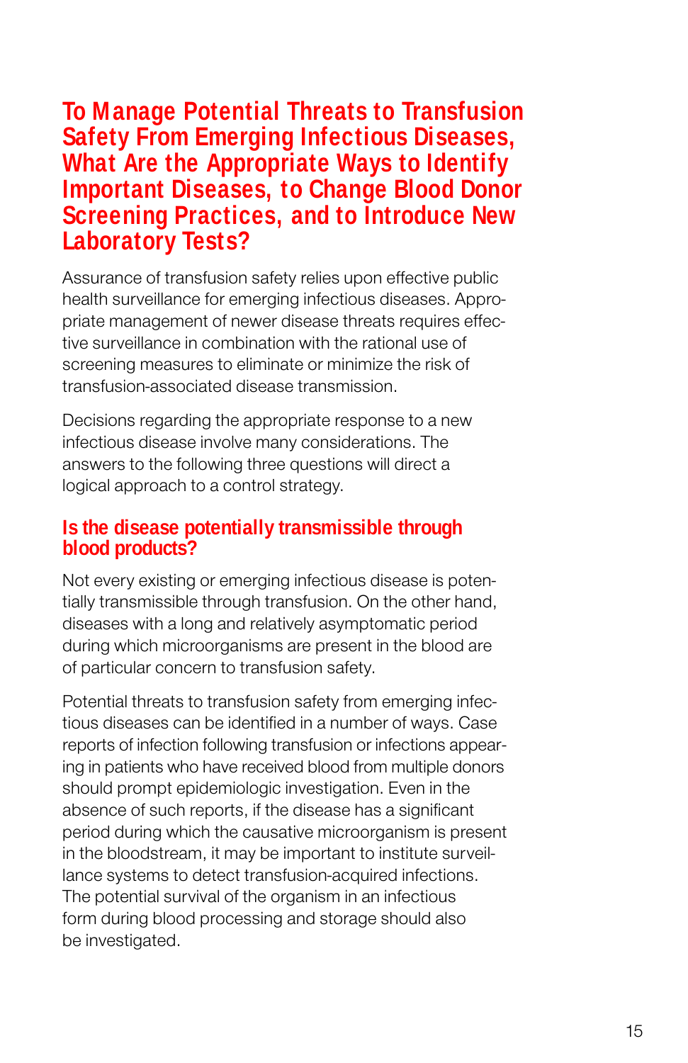## To Manage Potential Threats to Transfusion Safety From Emerging Infectious Diseases, What Are the Appropriate Ways to Identify Important Diseases, to Change Blood Donor Screening Practices, and to Introduce New Laboratory Tests?

Assurance of transfusion safety relies upon effective public health surveillance for emerging infectious diseases. Appropriate management of newer disease threats requires effective surveillance in combination with the rational use of screening measures to eliminate or minimize the risk of transfusion-associated disease transmission.

Decisions regarding the appropriate response to a new infectious disease involve many considerations. The answers to the following three questions will direct a logical approach to a control strategy.

### Is the disease potentially transmissible through blood products?

Not every existing or emerging infectious disease is potentially transmissible through transfusion. On the other hand, diseases with a long and relatively asymptomatic period during which microorganisms are present in the blood are of particular concern to transfusion safety.

Potential threats to transfusion safety from emerging infectious diseases can be identified in a number of ways. Case reports of infection following transfusion or infections appearing in patients who have received blood from multiple donors should prompt epidemiologic investigation. Even in the absence of such reports, if the disease has a significant period during which the causative microorganism is present in the bloodstream, it may be important to institute surveillance systems to detect transfusion-acquired infections. The potential survival of the organism in an infectious form during blood processing and storage should also be investigated.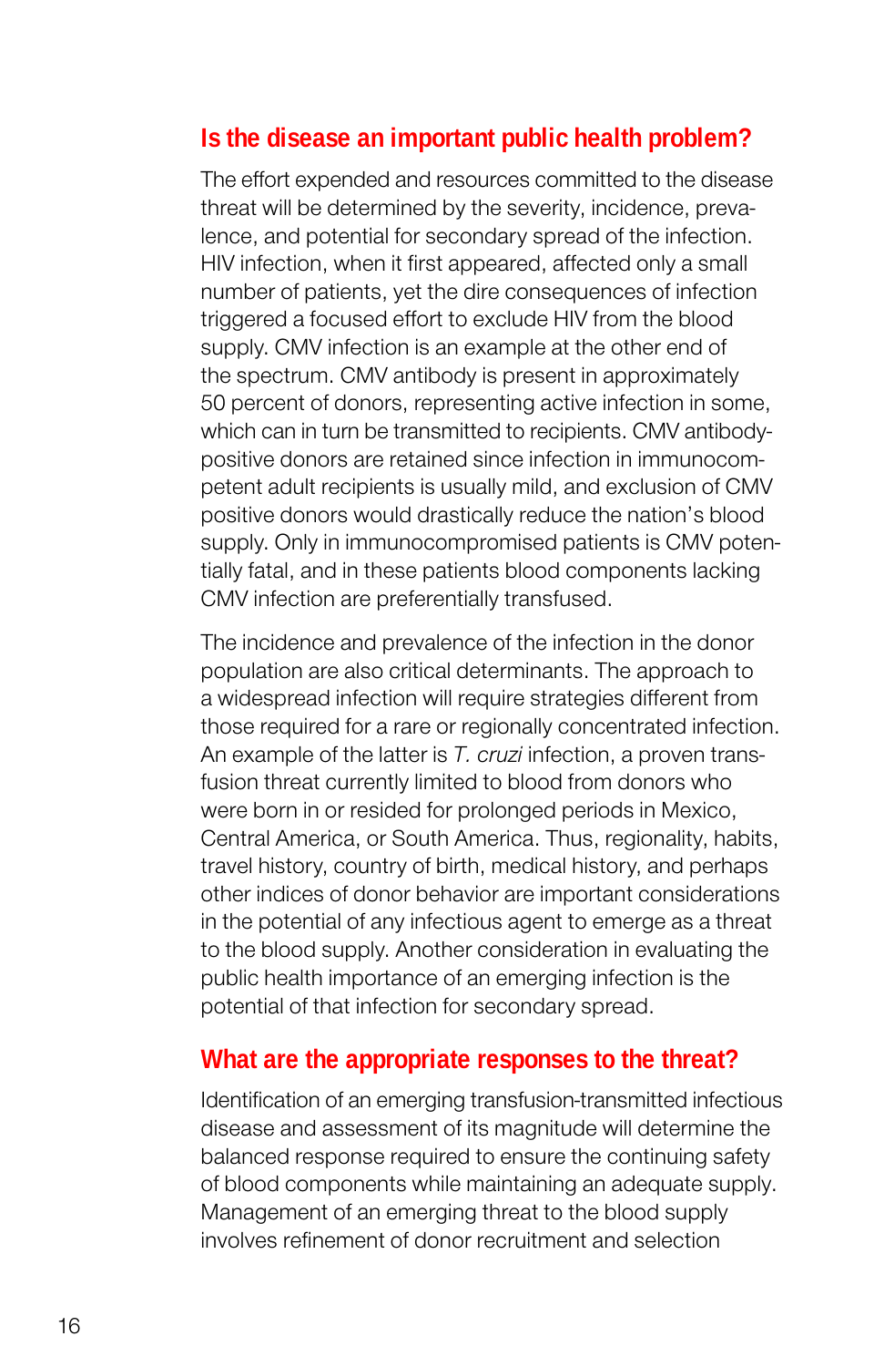## Is the disease an important public health problem?

The effort expended and resources committed to the disease threat will be determined by the severity, incidence, prevalence, and potential for secondary spread of the infection. HIV infection, when it first appeared, affected only a small number of patients, yet the dire consequences of infection triggered a focused effort to exclude HIV from the blood supply. CMV infection is an example at the other end of the spectrum. CMV antibody is present in approximately 50 percent of donors, representing active infection in some, which can in turn be transmitted to recipients. CMV antibody-positive donors are retained since infection in immunocompetent adult recipients is usually mild, and exclusion of CMV positive donors would drastically reduce the nation's blood supply. Only in immunocompromised patients is CMV potentially fatal, and in these patients blood components lacking CMV infection are preferentially transfused.

The incidence and prevalence of the infection in the donor population are also critical determinants. The approach to a widespread infection will require strategies different from those required for a rare or regionally concentrated infection. An example of the latter is *T. cruzi* infection, a proven transfusion threat currently limited to blood from donors who were born in or resided for prolonged periods in Mexico, Central America, or South America. Thus, regionality, habits, travel history, country of birth, medical history, and perhaps other indices of donor behavior are important considerations in the potential of any infectious agent to emerge as a threat to the blood supply. Another consideration in evaluating the public health importance of an emerging infection is the potential of that infection for secondary spread.

## What are the appropriate responses to the threat?

Identification of an emerging transfusion-transmitted infectious disease and assessment of its magnitude will determine the balanced response required to ensure the continuing safety of blood components while maintaining an adequate supply. Management of an emerging threat to the blood supply involves refinement of donor recruitment and selection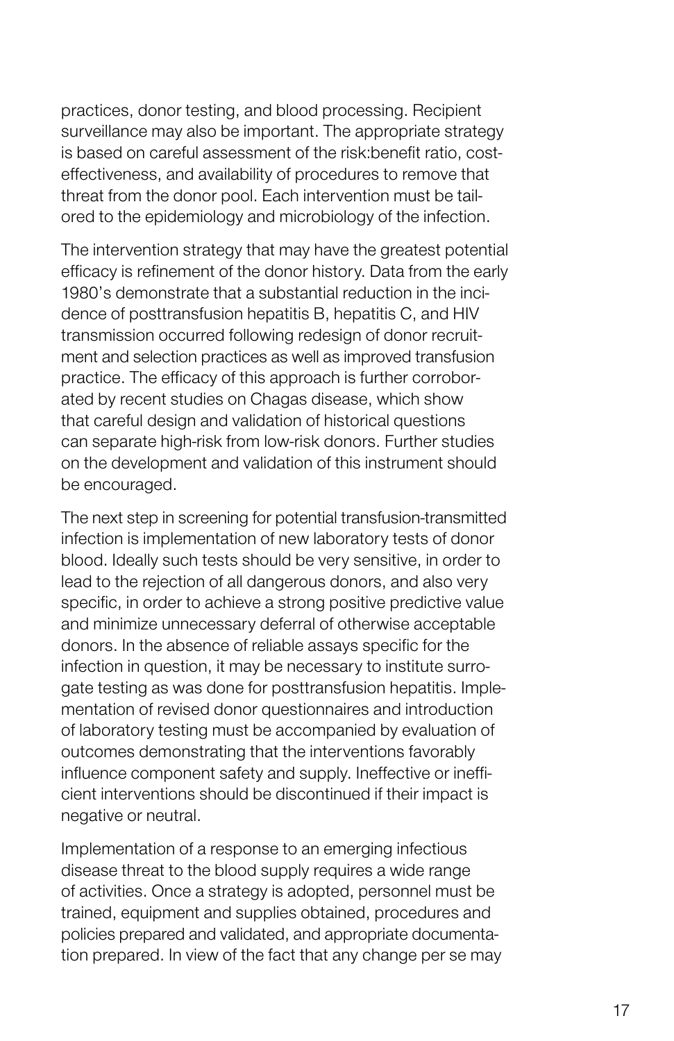practices, donor testing, and blood processing. Recipient surveillance may also be important. The appropriate strategy is based on careful assessment of the risk:benefit ratio, cost-effectiveness, and availability of procedures to remove that threat from the donor pool. Each intervention must be tailored to the epidemiology and microbiology of the infection.

The intervention strategy that may have the greatest potential efficacy is refinement of the donor history. Data from the early 1980's demonstrate that a substantial reduction in the incidence of posttransfusion hepatitis B, hepatitis C, and HIV transmission occurred following redesign of donor recruitment and selection practices as well as improved transfusion practice. The efficacy of this approach is further corroborated by recent studies on Chagas disease, which show that careful design and validation of historical questions can separate high-risk from low-risk donors. Further studies on the development and validation of this instrument should be encouraged.

The next step in screening for potential transfusion-transmitted infection is implementation of new laboratory tests of donor blood. Ideally such tests should be very sensitive, in order to lead to the rejection of all dangerous donors, and also very specific, in order to achieve a strong positive predictive value and minimize unnecessary deferral of otherwise acceptable donors. In the absence of reliable assays specific for the infection in question, it may be necessary to institute surrogate testing as was done for posttransfusion hepatitis. Implementation of revised donor questionnaires and introduction of laboratory testing must be accompanied by evaluation of outcomes demonstrating that the interventions favorably influence component safety and supply. Ineffective or inefficient interventions should be discontinued if their impact is negative or neutral.

Implementation of a response to an emerging infectious disease threat to the blood supply requires a wide range of activities. Once a strategy is adopted, personnel must be trained, equipment and supplies obtained, procedures and policies prepared and validated, and appropriate documentation prepared. In view of the fact that any change per se may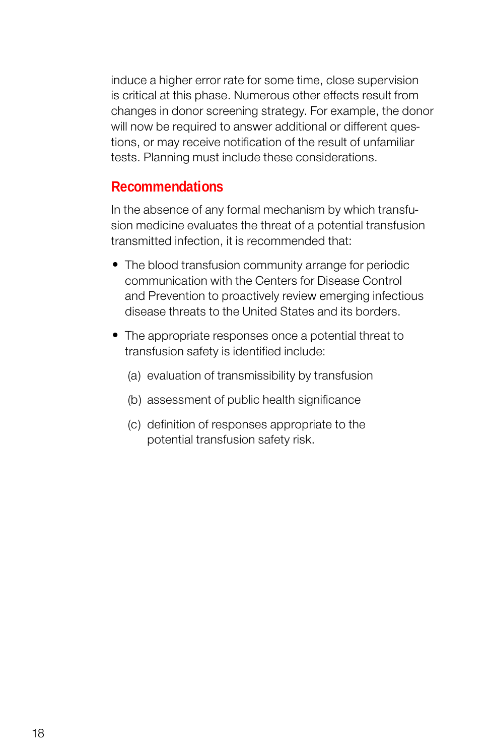induce a higher error rate for some time, close supervision is critical at this phase. Numerous other effects result from changes in donor screening strategy. For example, the donor will now be required to answer additional or different questions, or may receive notification of the result of unfamiliar tests. Planning must include these considerations.

## Recommendations

In the absence of any formal mechanism by which transfusion medicine evaluates the threat of a potential transfusion transmitted infection, it is recommended that:

- The blood transfusion community arrange for periodic communication with the Centers for Disease Control and Prevention to proactively review emerging infectious disease threats to the United States and its borders.
- The appropriate responses once a potential threat to transfusion safety is identified include:
  - (a) evaluation of transmissibility by transfusion
  - (b) assessment of public health significance
  - (c) definition of responses appropriate to the potential transfusion safety risk.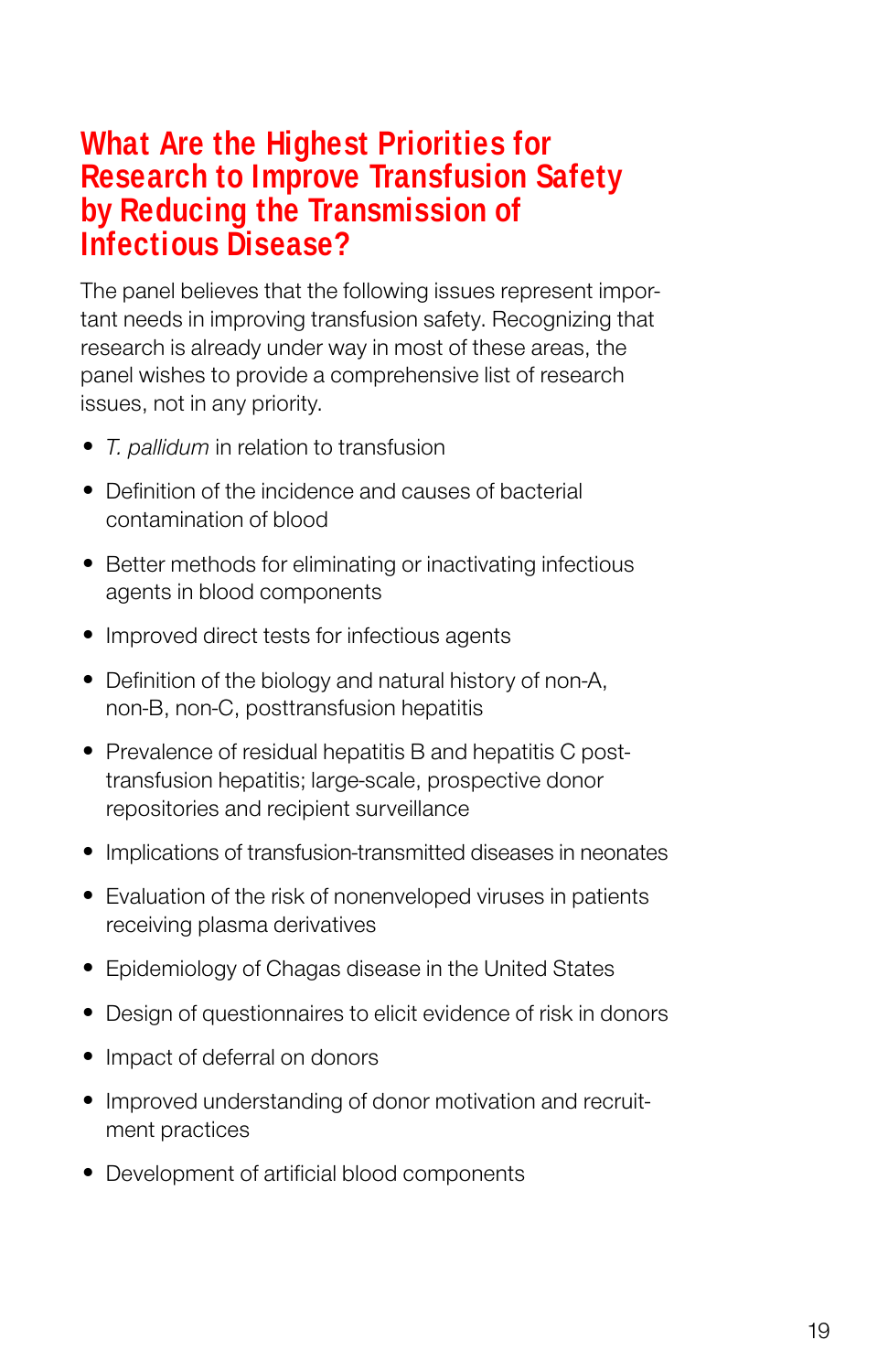## What Are the Highest Priorities for Research to Improve Transfusion Safety by Reducing the Transmission of Infectious Disease?

The panel believes that the following issues represent important needs in improving transfusion safety. Recognizing that research is already under way in most of these areas, the panel wishes to provide a comprehensive list of research issues, not in any priority.

- *T. pallidum* in relation to transfusion
- Definition of the incidence and causes of bacterial contamination of blood
- Better methods for eliminating or inactivating infectious agents in blood components
- Improved direct tests for infectious agents
- Definition of the biology and natural history of non-A, non-B, non-C, posttransfusion hepatitis
- Prevalence of residual hepatitis B and hepatitis C posttransfusion hepatitis; large-scale, prospective donor repositories and recipient surveillance
- Implications of transfusion-transmitted diseases in neonates
- Evaluation of the risk of nonenveloped viruses in patients receiving plasma derivatives
- Epidemiology of Chagas disease in the United States
- Design of questionnaires to elicit evidence of risk in donors
- Impact of deferral on donors
- Improved understanding of donor motivation and recruitment practices
- Development of artificial blood components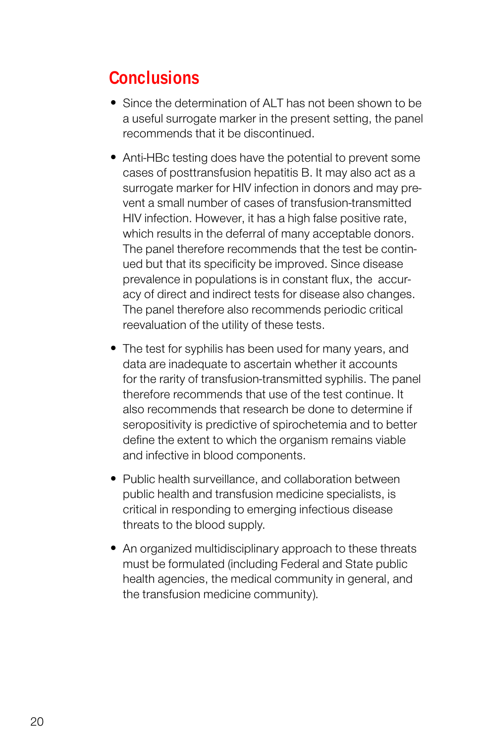## Conclusions

- Since the determination of ALT has not been shown to be a useful surrogate marker in the present setting, the panel recommends that it be discontinued.

- Anti-HBc testing does have the potential to prevent some cases of posttransfusion hepatitis B. It may also act as a surrogate marker for HIV infection in donors and may prevent a small number of cases of transfusion-transmitted HIV infection. However, it has a high false positive rate, which results in the deferral of many acceptable donors. The panel therefore recommends that the test be continued but that its specificity be improved. Since disease prevalence in populations is in constant flux, the accuracy of direct and indirect tests for disease also changes. The panel therefore also recommends periodic critical reevaluation of the utility of these tests.

- The test for syphilis has been used for many years, and data are inadequate to ascertain whether it accounts for the rarity of transfusion-transmitted syphilis. The panel therefore recommends that use of the test continue. It also recommends that research be done to determine if seropositivity is predictive of spirochetemia and to better define the extent to which the organism remains viable and infective in blood components.

- Public health surveillance, and collaboration between public health and transfusion medicine specialists, is critical in responding to emerging infectious disease threats to the blood supply.

- An organized multidisciplinary approach to these threats must be formulated (including Federal and State public health agencies, the medical community in general, and the transfusion medicine community).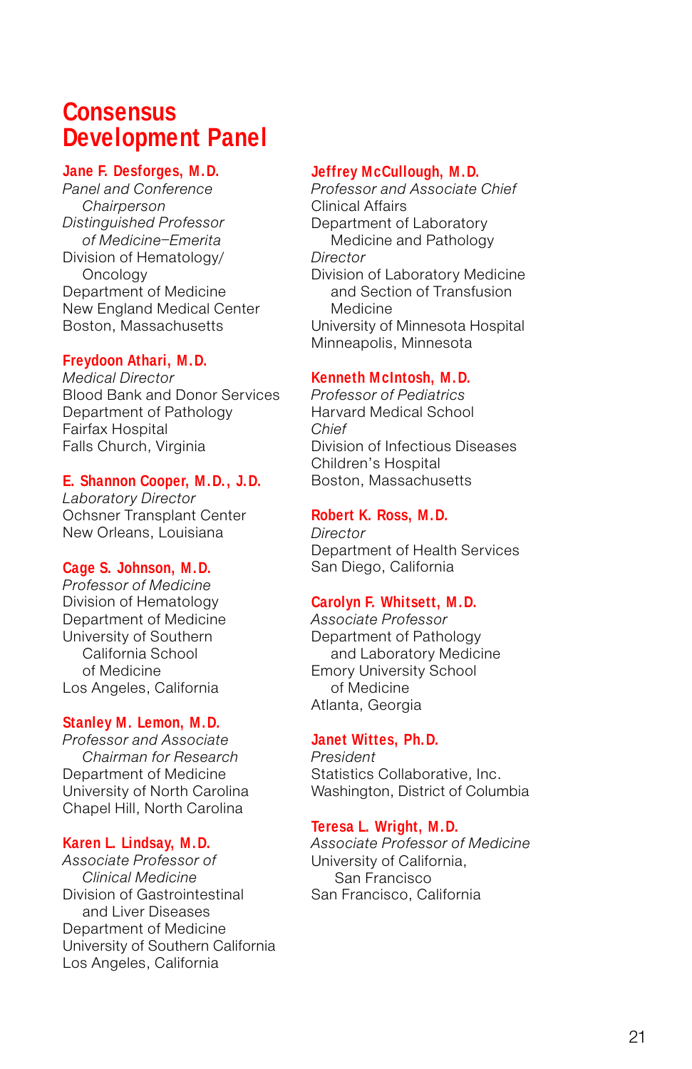# Consensus Development Panel

**Jane F. Desforges, M.D.**
*Panel and Conference Chairperson*
*Distinguished Professor of Medicine–Emerita*
Division of Hematology/Oncology
Department of Medicine
New England Medical Center
Boston, Massachusetts

**Freydoon Athari, M.D.**
*Medical Director*
Blood Bank and Donor Services
Department of Pathology
Fairfax Hospital
Falls Church, Virginia

**E. Shannon Cooper, M.D., J.D.**
*Laboratory Director*
Ochsner Transplant Center
New Orleans, Louisiana

**Cage S. Johnson, M.D.**
*Professor of Medicine*
Division of Hematology
Department of Medicine
University of Southern California School of Medicine
Los Angeles, California

**Stanley M. Lemon, M.D.**
*Professor and Associate Chairman for Research*
Department of Medicine
University of North Carolina
Chapel Hill, North Carolina

**Karen L. Lindsay, M.D.**
*Associate Professor of Clinical Medicine*
Division of Gastrointestinal and Liver Diseases
Department of Medicine
University of Southern California
Los Angeles, California

**Jeffrey McCullough, M.D.**
*Professor and Associate Chief*
Clinical Affairs
Department of Laboratory Medicine and Pathology
*Director*
Division of Laboratory Medicine and Section of Transfusion Medicine
University of Minnesota Hospital
Minneapolis, Minnesota

**Kenneth McIntosh, M.D.**
*Professor of Pediatrics*
Harvard Medical School
*Chief*
Division of Infectious Diseases
Children's Hospital
Boston, Massachusetts

**Robert K. Ross, M.D.**
*Director*
Department of Health Services
San Diego, California

**Carolyn F. Whitsett, M.D.**
*Associate Professor*
Department of Pathology and Laboratory Medicine
Emory University School of Medicine
Atlanta, Georgia

**Janet Wittes, Ph.D.**
*President*
Statistics Collaborative, Inc.
Washington, District of Columbia

**Teresa L. Wright, M.D.**
*Associate Professor of Medicine*
University of California, San Francisco
San Francisco, California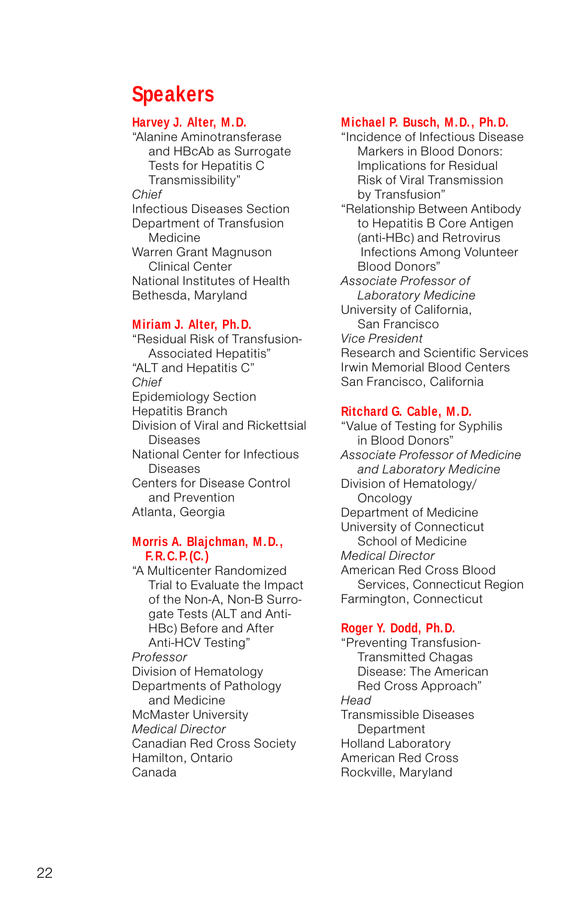# Speakers

**Harvey J. Alter, M.D.**
"Alanine Aminotransferase and HBcAb as Surrogate Tests for Hepatitis C Transmissibility"
*Chief*
Infectious Diseases Section
Department of Transfusion Medicine
Warren Grant Magnuson Clinical Center
National Institutes of Health
Bethesda, Maryland

**Miriam J. Alter, Ph.D.**
"Residual Risk of Transfusion-Associated Hepatitis"
"ALT and Hepatitis C"
*Chief*
Epidemiology Section
Hepatitis Branch
Division of Viral and Rickettsial Diseases
National Center for Infectious Diseases
Centers for Disease Control and Prevention
Atlanta, Georgia

**Morris A. Blajchman, M.D., F.R.C.P.(C.)**
"A Multicenter Randomized Trial to Evaluate the Impact of the Non-A, Non-B Surrogate Tests (ALT and Anti-HBc) Before and After Anti-HCV Testing"
*Professor*
Division of Hematology
Departments of Pathology and Medicine
McMaster University
*Medical Director*
Canadian Red Cross Society
Hamilton, Ontario
Canada

**Michael P. Busch, M.D., Ph.D.**
"Incidence of Infectious Disease Markers in Blood Donors: Implications for Residual Risk of Viral Transmission by Transfusion"
"Relationship Between Antibody to Hepatitis B Core Antigen (anti-HBc) and Retrovirus Infections Among Volunteer Blood Donors"
*Associate Professor of Laboratory Medicine*
University of California, San Francisco
*Vice President*
Research and Scientific Services
Irwin Memorial Blood Centers
San Francisco, California

**Ritchard G. Cable, M.D.**
"Value of Testing for Syphilis in Blood Donors"
*Associate Professor of Medicine and Laboratory Medicine*
Division of Hematology/Oncology
Department of Medicine
University of Connecticut School of Medicine
*Medical Director*
American Red Cross Blood Services, Connecticut Region
Farmington, Connecticut

**Roger Y. Dodd, Ph.D.**
"Preventing Transfusion-Transmitted Chagas Disease: The American Red Cross Approach"
*Head*
Transmissible Diseases Department
Holland Laboratory
American Red Cross
Rockville, Maryland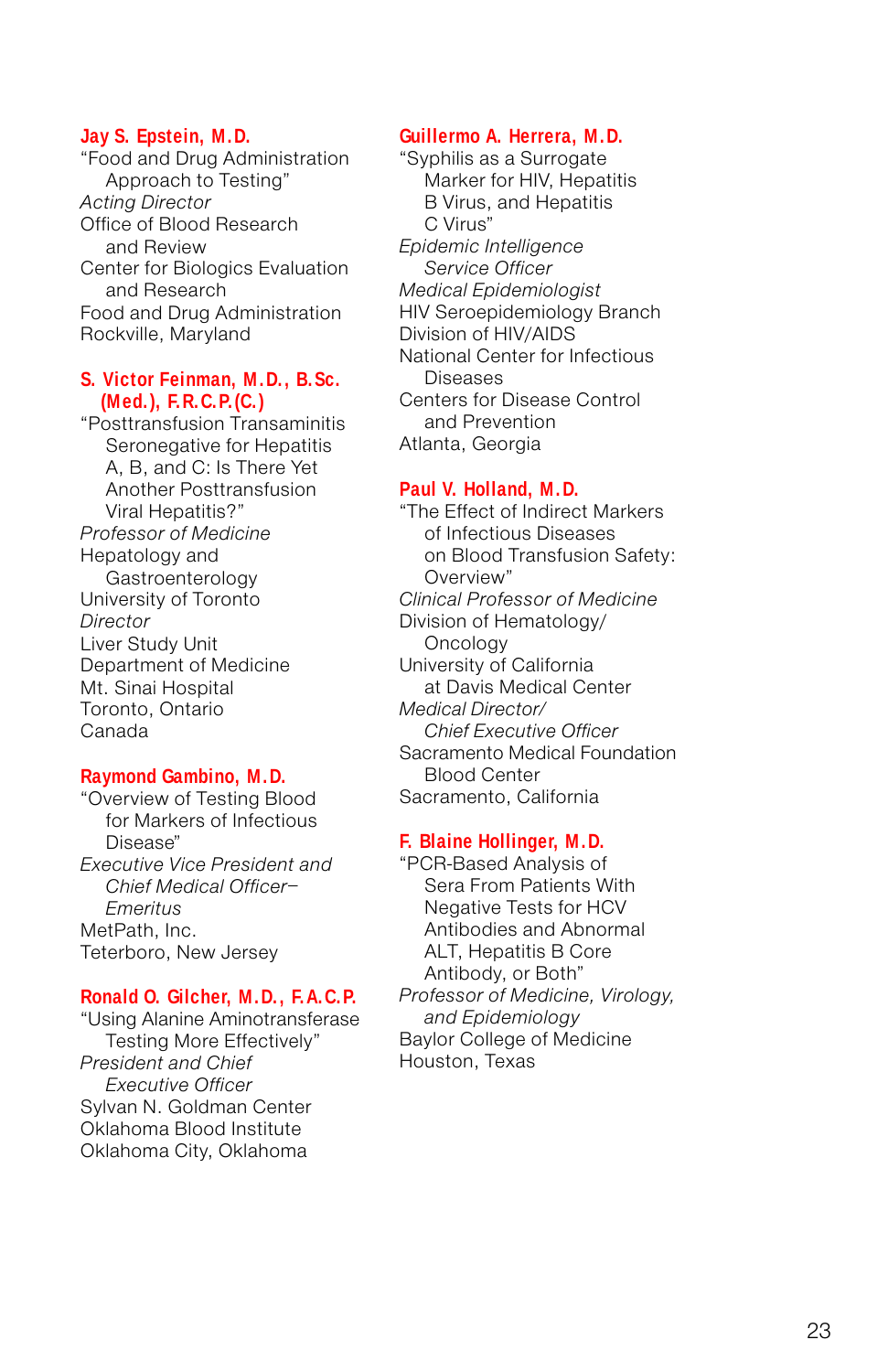**Jay S. Epstein, M.D.**
"Food and Drug Administration Approach to Testing"
*Acting Director*
Office of Blood Research and Review
Center for Biologics Evaluation and Research
Food and Drug Administration
Rockville, Maryland

**S. Victor Feinman, M.D., B.Sc. (Med.), F.R.C.P.(C.)**
"Posttransfusion Transaminitis Seronegative for Hepatitis A, B, and C: Is There Yet Another Posttransfusion Viral Hepatitis?"
*Professor of Medicine*
Hepatology and Gastroenterology
University of Toronto
*Director*
Liver Study Unit
Department of Medicine
Mt. Sinai Hospital
Toronto, Ontario
Canada

**Raymond Gambino, M.D.**
"Overview of Testing Blood for Markers of Infectious Disease"
*Executive Vice President and Chief Medical Officer–Emeritus*
MetPath, Inc.
Teterboro, New Jersey

**Ronald O. Gilcher, M.D., F.A.C.P.**
"Using Alanine Aminotransferase Testing More Effectively"
*President and Chief Executive Officer*
Sylvan N. Goldman Center
Oklahoma Blood Institute
Oklahoma City, Oklahoma

**Guillermo A. Herrera, M.D.**
"Syphilis as a Surrogate Marker for HIV, Hepatitis B Virus, and Hepatitis C Virus"
*Epidemic Intelligence Service Officer*
*Medical Epidemiologist*
HIV Seroepidemiology Branch
Division of HIV/AIDS
National Center for Infectious Diseases
Centers for Disease Control and Prevention
Atlanta, Georgia

**Paul V. Holland, M.D.**
"The Effect of Indirect Markers of Infectious Diseases on Blood Transfusion Safety: Overview"
*Clinical Professor of Medicine*
Division of Hematology/Oncology
University of California at Davis Medical Center
*Medical Director/Chief Executive Officer*
Sacramento Medical Foundation Blood Center
Sacramento, California

**F. Blaine Hollinger, M.D.**
"PCR-Based Analysis of Sera From Patients With Negative Tests for HCV Antibodies and Abnormal ALT, Hepatitis B Core Antibody, or Both"
*Professor of Medicine, Virology, and Epidemiology*
Baylor College of Medicine
Houston, Texas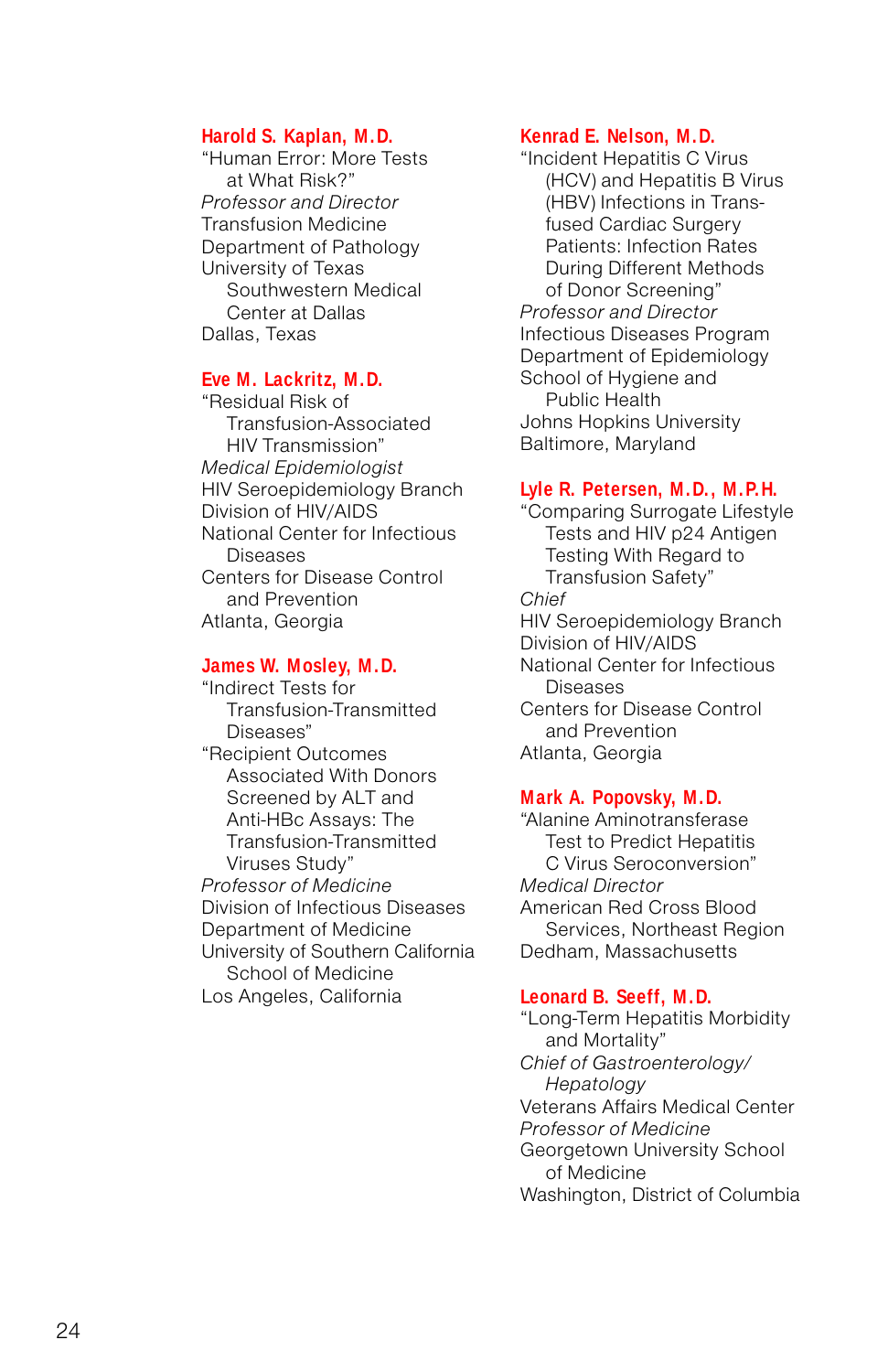**Harold S. Kaplan, M.D.**
"Human Error: More Tests at What Risk?"
*Professor and Director*
Transfusion Medicine
Department of Pathology
University of Texas Southwestern Medical Center at Dallas
Dallas, Texas

**Eve M. Lackritz, M.D.**
"Residual Risk of Transfusion-Associated HIV Transmission"
*Medical Epidemiologist*
HIV Seroepidemiology Branch
Division of HIV/AIDS
National Center for Infectious Diseases
Centers for Disease Control and Prevention
Atlanta, Georgia

**James W. Mosley, M.D.**
"Indirect Tests for Transfusion-Transmitted Diseases"
"Recipient Outcomes Associated With Donors Screened by ALT and Anti-HBc Assays: The Transfusion-Transmitted Viruses Study"
*Professor of Medicine*
Division of Infectious Diseases
Department of Medicine
University of Southern California School of Medicine
Los Angeles, California

**Kenrad E. Nelson, M.D.**
"Incident Hepatitis C Virus (HCV) and Hepatitis B Virus (HBV) Infections in Transfused Cardiac Surgery Patients: Infection Rates During Different Methods of Donor Screening"
*Professor and Director*
Infectious Diseases Program
Department of Epidemiology
School of Hygiene and Public Health
Johns Hopkins University
Baltimore, Maryland

**Lyle R. Petersen, M.D., M.P.H.**
"Comparing Surrogate Lifestyle Tests and HIV p24 Antigen Testing With Regard to Transfusion Safety"
*Chief*
HIV Seroepidemiology Branch
Division of HIV/AIDS
National Center for Infectious Diseases
Centers for Disease Control and Prevention
Atlanta, Georgia

**Mark A. Popovsky, M.D.**
"Alanine Aminotransferase Test to Predict Hepatitis C Virus Seroconversion"
*Medical Director*
American Red Cross Blood Services, Northeast Region
Dedham, Massachusetts

**Leonard B. Seeff, M.D.**
"Long-Term Hepatitis Morbidity and Mortality"
*Chief of Gastroenterology/Hepatology*
Veterans Affairs Medical Center
*Professor of Medicine*
Georgetown University School of Medicine
Washington, District of Columbia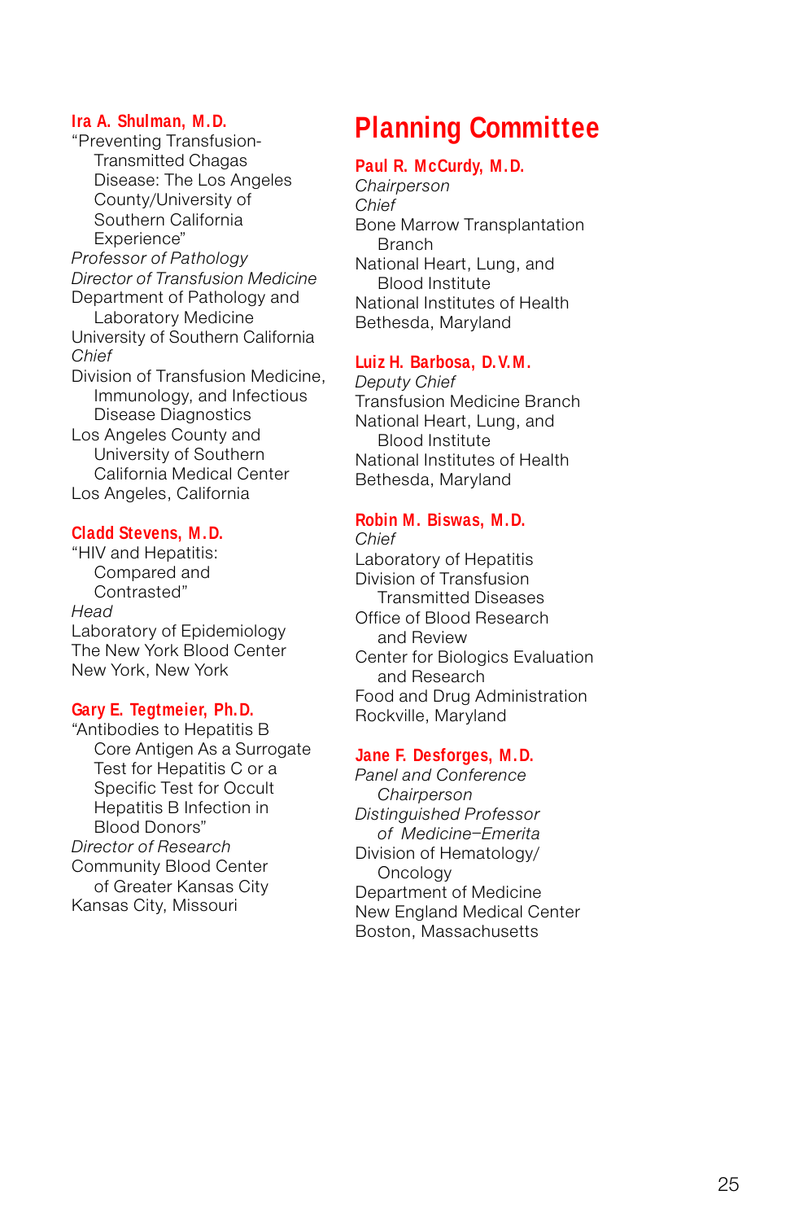**Ira A. Shulman, M.D.**
"Preventing Transfusion-Transmitted Chagas Disease: The Los Angeles County/University of Southern California Experience"
*Professor of Pathology*
*Director of Transfusion Medicine*
Department of Pathology and Laboratory Medicine
University of Southern California
*Chief*
Division of Transfusion Medicine, Immunology, and Infectious Disease Diagnostics
Los Angeles County and University of Southern California Medical Center
Los Angeles, California

**Cladd Stevens, M.D.**
"HIV and Hepatitis: Compared and Contrasted"
*Head*
Laboratory of Epidemiology
The New York Blood Center
New York, New York

**Gary E. Tegtmeier, Ph.D.**
"Antibodies to Hepatitis B Core Antigen As a Surrogate Test for Hepatitis C or a Specific Test for Occult Hepatitis B Infection in Blood Donors"
*Director of Research*
Community Blood Center of Greater Kansas City
Kansas City, Missouri

# Planning Committee

**Paul R. McCurdy, M.D.**
*Chairperson*
*Chief*
Bone Marrow Transplantation Branch
National Heart, Lung, and Blood Institute
National Institutes of Health
Bethesda, Maryland

**Luiz H. Barbosa, D.V.M.**
*Deputy Chief*
Transfusion Medicine Branch
National Heart, Lung, and Blood Institute
National Institutes of Health
Bethesda, Maryland

**Robin M. Biswas, M.D.**
*Chief*
Laboratory of Hepatitis
Division of Transfusion Transmitted Diseases
Office of Blood Research and Review
Center for Biologics Evaluation and Research
Food and Drug Administration
Rockville, Maryland

**Jane F. Desforges, M.D.**
*Panel and Conference Chairperson*
*Distinguished Professor of Medicine–Emerita*
Division of Hematology/Oncology
Department of Medicine
New England Medical Center
Boston, Massachusetts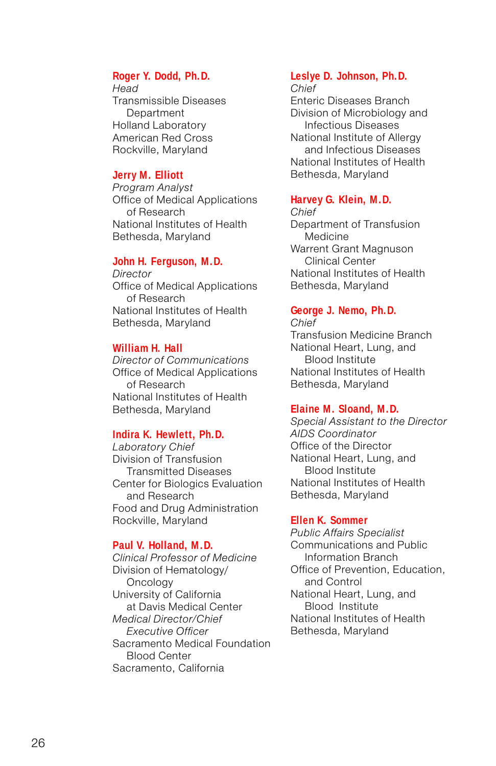**Roger Y. Dodd, Ph.D.**
*Head*
Transmissible Diseases Department
Holland Laboratory
American Red Cross
Rockville, Maryland

**Jerry M. Elliott**
*Program Analyst*
Office of Medical Applications of Research
National Institutes of Health
Bethesda, Maryland

**John H. Ferguson, M.D.**
*Director*
Office of Medical Applications of Research
National Institutes of Health
Bethesda, Maryland

**William H. Hall**
*Director of Communications*
Office of Medical Applications of Research
National Institutes of Health
Bethesda, Maryland

**Indira K. Hewlett, Ph.D.**
*Laboratory Chief*
Division of Transfusion Transmitted Diseases
Center for Biologics Evaluation and Research
Food and Drug Administration
Rockville, Maryland

**Paul V. Holland, M.D.**
*Clinical Professor of Medicine*
Division of Hematology/Oncology
University of California at Davis Medical Center
*Medical Director/Chief Executive Officer*
Sacramento Medical Foundation Blood Center
Sacramento, California

**Leslye D. Johnson, Ph.D.**
*Chief*
Enteric Diseases Branch
Division of Microbiology and Infectious Diseases
National Institute of Allergy and Infectious Diseases
National Institutes of Health
Bethesda, Maryland

**Harvey G. Klein, M.D.**
*Chief*
Department of Transfusion Medicine
Warrent Grant Magnuson Clinical Center
National Institutes of Health
Bethesda, Maryland

**George J. Nemo, Ph.D.**
*Chief*
Transfusion Medicine Branch
National Heart, Lung, and Blood Institute
National Institutes of Health
Bethesda, Maryland

**Elaine M. Sloand, M.D.**
*Special Assistant to the Director*
*AIDS Coordinator*
Office of the Director
National Heart, Lung, and Blood Institute
National Institutes of Health
Bethesda, Maryland

**Ellen K. Sommer**
*Public Affairs Specialist*
Communications and Public Information Branch
Office of Prevention, Education, and Control
National Heart, Lung, and Blood Institute
National Institutes of Health
Bethesda, Maryland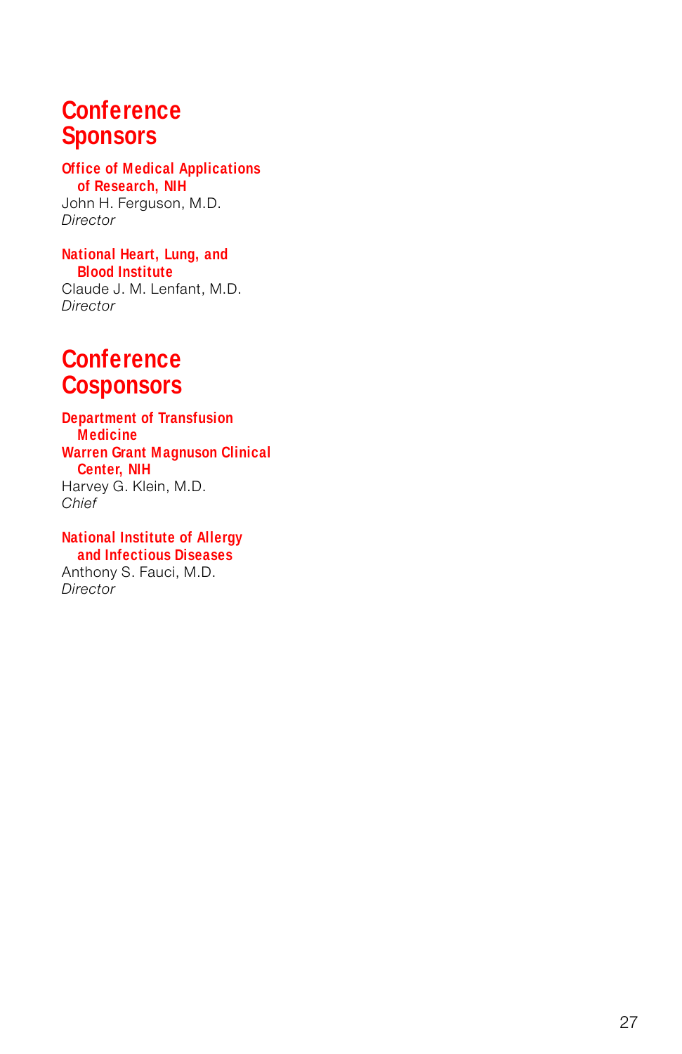# Conference Sponsors

**Office of Medical Applications of Research, NIH**
John H. Ferguson, M.D.
*Director*

**National Heart, Lung, and Blood Institute**
Claude J. M. Lenfant, M.D.
*Director*

# Conference Cosponsors

**Department of Transfusion Medicine**
**Warren Grant Magnuson Clinical Center, NIH**
Harvey G. Klein, M.D.
*Chief*

**National Institute of Allergy and Infectious Diseases**
Anthony S. Fauci, M.D.
*Director*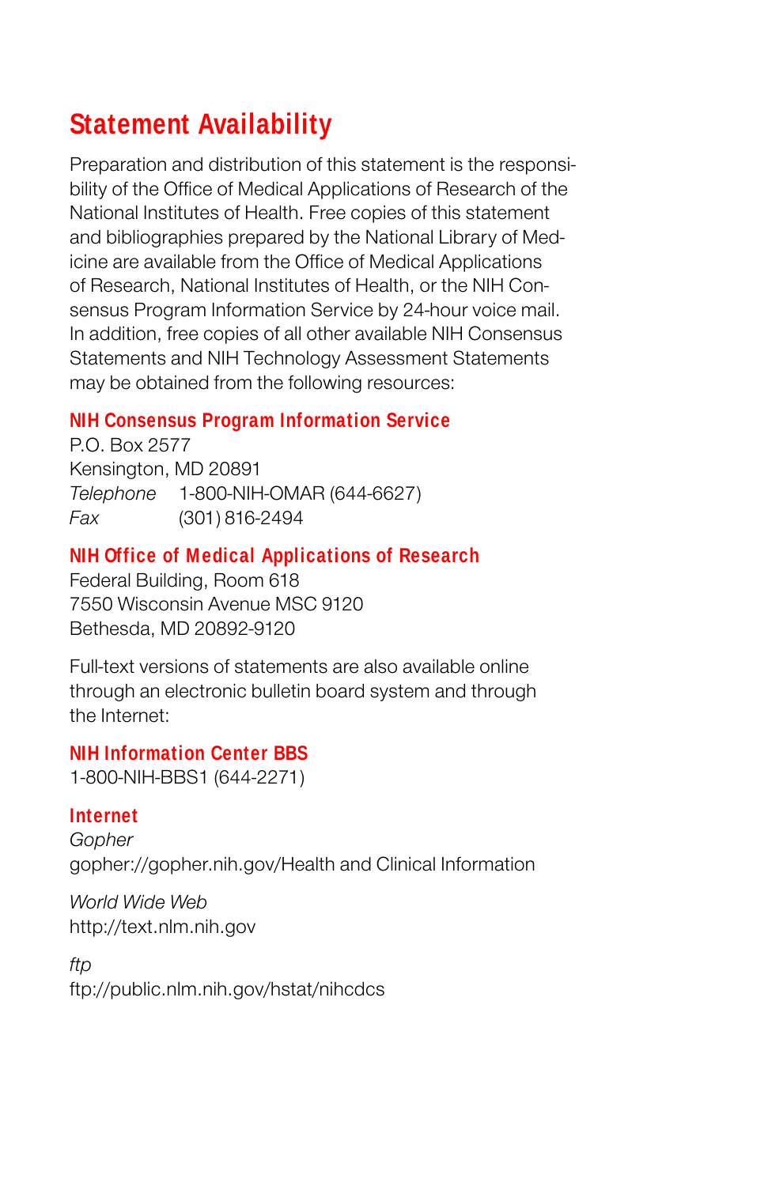## Statement Availability

Preparation and distribution of this statement is the responsibility of the Office of Medical Applications of Research of the National Institutes of Health. Free copies of this statement and bibliographies prepared by the National Library of Medicine are available from the Office of Medical Applications of Research, National Institutes of Health, or the NIH Consensus Program Information Service by 24-hour voice mail. In addition, free copies of all other available NIH Consensus Statements and NIH Technology Assessment Statements may be obtained from the following resources:

### NIH Consensus Program Information Service

P.O. Box 2577
Kensington, MD 20891
*Telephone* 1-800-NIH-OMAR (644-6627)
*Fax* (301) 816-2494

### NIH Office of Medical Applications of Research

Federal Building, Room 618
7550 Wisconsin Avenue MSC 9120
Bethesda, MD 20892-9120

Full-text versions of statements are also available online through an electronic bulletin board system and through the Internet:

### NIH Information Center BBS

1-800-NIH-BBS1 (644-2271)

### Internet

*Gopher*
gopher://gopher.nih.gov/Health and Clinical Information

*World Wide Web*
http://text.nlm.nih.gov

*ftp*
ftp://public.nlm.nih.gov/hstat/nihcdcs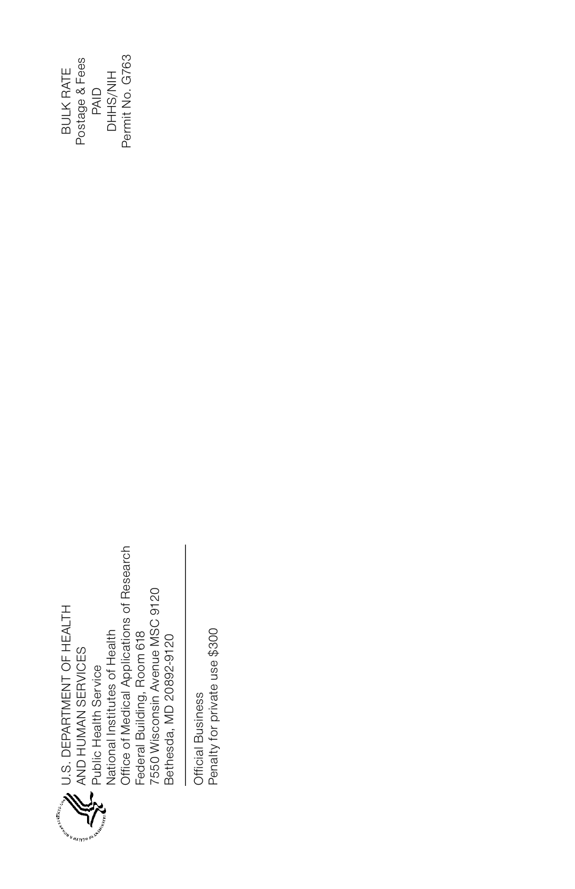U.S. DEPARTMENT OF HEALTH
AND HUMAN SERVICES
Public Health Service
National Institutes of Health
Office of Medical Applications of Research
Federal Building, Room 618
7550 Wisconsin Avenue MSC 9120
Bethesda, MD 20892-9120

Official Business
Penalty for private use $300

BULK RATE
Postage & Fees
PAID
DHHS/NIH
Permit No. G763